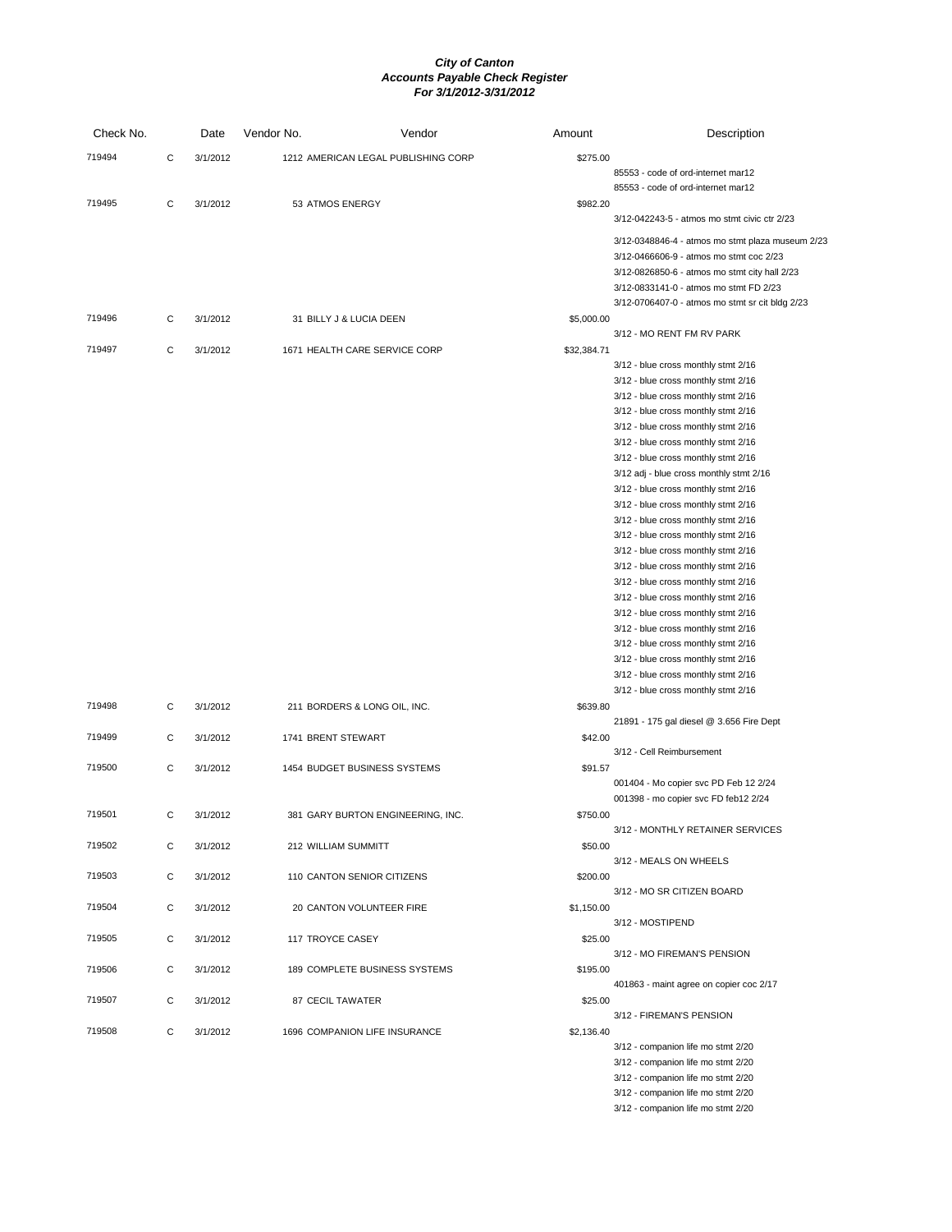# City of Canton
## Accounts Payable Check Register
### For 3/1/2012-3/31/2012

| Check No. | | Date | Vendor No. | Vendor | Amount | Description |
|---|---|---|---|---|---|---|
| 719494 | C | 3/1/2012 | 1212 | AMERICAN LEGAL PUBLISHING CORP | $275.00 | |
| | | | | | | 85553 - code of ord-internet mar12 |
| | | | | | | 85553 - code of ord-internet mar12 |
| 719495 | C | 3/1/2012 | 53 | ATMOS ENERGY | $982.20 | |
| | | | | | | 3/12-042243-5 - atmos mo stmt civic ctr 2/23 |
| | | | | | | 3/12-0348846-4 - atmos mo stmt plaza museum 2/23 |
| | | | | | | 3/12-0466606-9 - atmos mo stmt coc 2/23 |
| | | | | | | 3/12-0826850-6 - atmos mo stmt city hall 2/23 |
| | | | | | | 3/12-0833141-0 - atmos mo stmt FD 2/23 |
| | | | | | | 3/12-0706407-0 - atmos mo stmt sr cit bldg 2/23 |
| 719496 | C | 3/1/2012 | 31 | BILLY J & LUCIA DEEN | $5,000.00 | |
| | | | | | | 3/12 - MO RENT FM RV PARK |
| 719497 | C | 3/1/2012 | 1671 | HEALTH CARE SERVICE CORP | $32,384.71 | |
| | | | | | | 3/12 - blue cross monthly stmt 2/16 |
| | | | | | | 3/12 - blue cross monthly stmt 2/16 |
| | | | | | | 3/12 - blue cross monthly stmt 2/16 |
| | | | | | | 3/12 - blue cross monthly stmt 2/16 |
| | | | | | | 3/12 - blue cross monthly stmt 2/16 |
| | | | | | | 3/12 - blue cross monthly stmt 2/16 |
| | | | | | | 3/12 - blue cross monthly stmt 2/16 |
| | | | | | | 3/12 adj - blue cross monthly stmt 2/16 |
| | | | | | | 3/12 - blue cross monthly stmt 2/16 |
| | | | | | | 3/12 - blue cross monthly stmt 2/16 |
| | | | | | | 3/12 - blue cross monthly stmt 2/16 |
| | | | | | | 3/12 - blue cross monthly stmt 2/16 |
| | | | | | | 3/12 - blue cross monthly stmt 2/16 |
| | | | | | | 3/12 - blue cross monthly stmt 2/16 |
| | | | | | | 3/12 - blue cross monthly stmt 2/16 |
| | | | | | | 3/12 - blue cross monthly stmt 2/16 |
| | | | | | | 3/12 - blue cross monthly stmt 2/16 |
| | | | | | | 3/12 - blue cross monthly stmt 2/16 |
| | | | | | | 3/12 - blue cross monthly stmt 2/16 |
| | | | | | | 3/12 - blue cross monthly stmt 2/16 |
| | | | | | | 3/12 - blue cross monthly stmt 2/16 |
| | | | | | | 3/12 - blue cross monthly stmt 2/16 |
| 719498 | C | 3/1/2012 | 211 | BORDERS & LONG OIL, INC. | $639.80 | |
| | | | | | | 21891 - 175 gal diesel @ 3.656 Fire Dept |
| 719499 | C | 3/1/2012 | 1741 | BRENT STEWART | $42.00 | |
| | | | | | | 3/12 - Cell Reimbursement |
| 719500 | C | 3/1/2012 | 1454 | BUDGET BUSINESS SYSTEMS | $91.57 | |
| | | | | | | 001404 - Mo copier svc PD Feb 12 2/24 |
| | | | | | | 001398 - mo copier svc FD feb12 2/24 |
| 719501 | C | 3/1/2012 | 381 | GARY BURTON ENGINEERING, INC. | $750.00 | |
| | | | | | | 3/12 - MONTHLY RETAINER SERVICES |
| 719502 | C | 3/1/2012 | 212 | WILLIAM SUMMITT | $50.00 | |
| | | | | | | 3/12 - MEALS ON WHEELS |
| 719503 | C | 3/1/2012 | 110 | CANTON SENIOR CITIZENS | $200.00 | |
| | | | | | | 3/12 - MO SR CITIZEN BOARD |
| 719504 | C | 3/1/2012 | 20 | CANTON VOLUNTEER FIRE | $1,150.00 | |
| | | | | | | 3/12 - MOSTIPEND |
| 719505 | C | 3/1/2012 | 117 | TROYCE CASEY | $25.00 | |
| | | | | | | 3/12 - MO FIREMAN'S PENSION |
| 719506 | C | 3/1/2012 | 189 | COMPLETE BUSINESS SYSTEMS | $195.00 | |
| | | | | | | 401863 - maint agree on copier coc 2/17 |
| 719507 | C | 3/1/2012 | 87 | CECIL TAWATER | $25.00 | |
| | | | | | | 3/12 - FIREMAN'S PENSION |
| 719508 | C | 3/1/2012 | 1696 | COMPANION LIFE INSURANCE | $2,136.40 | |
| | | | | | | 3/12 - companion life mo stmt 2/20 |
| | | | | | | 3/12 - companion life mo stmt 2/20 |
| | | | | | | 3/12 - companion life mo stmt 2/20 |
| | | | | | | 3/12 - companion life mo stmt 2/20 |
| | | | | | | 3/12 - companion life mo stmt 2/20 |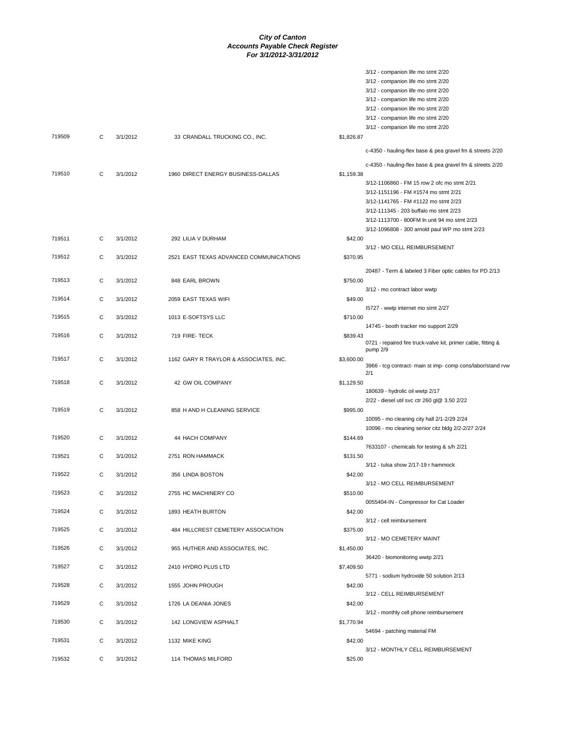# City of Canton
## Accounts Payable Check Register
### For 3/1/2012-3/31/2012

| Check # | Type | Date | Vendor | Amount | Description |
|---|---|---|---|---|---|
| | | | | | 3/12 - companion life mo stmt 2/20 |
| | | | | | 3/12 - companion life mo stmt 2/20 |
| | | | | | 3/12 - companion life mo stmt 2/20 |
| | | | | | 3/12 - companion life mo stmt 2/20 |
| | | | | | 3/12 - companion life mo stmt 2/20 |
| | | | | | 3/12 - companion life mo stmt 2/20 |
| | | | | | 3/12 - companion life mo stmt 2/20 |
| 719509 | C | 3/1/2012 | 33 CRANDALL TRUCKING CO., INC. | $1,826.87 | |
| | | | | | c-4350 - hauling-flex base & pea gravel fm & streets 2/20 |
| | | | | | c-4350 - hauling-flex base & pea gravel fm & streets 2/20 |
| 719510 | C | 3/1/2012 | 1960 DIRECT ENERGY BUSINESS-DALLAS | $1,159.38 | |
| | | | | | 3/12-1106860 - FM 15 row 2 ofc mo stmt 2/21 |
| | | | | | 3/12-1151196 - FM #1574 mo stmt 2/21 |
| | | | | | 3/12-1141765 - FM #1122 mo stmt 2/23 |
| | | | | | 3/12-111345 - 203 buffalo mo stmt 2/23 |
| | | | | | 3/12-1113700 - 800FM ln unit 94 mo stmt 2/23 |
| | | | | | 3/12-1096808 - 300 arnold paul WP mo stmt 2/23 |
| 719511 | C | 3/1/2012 | 292 LILIA V DURHAM | $42.00 | |
| | | | | | 3/12 - MO CELL REIMBURSEMENT |
| 719512 | C | 3/1/2012 | 2521 EAST TEXAS ADVANCED COMMUNICATIONS | $370.95 | |
| | | | | | 20487 - Term & labeled 3 Fiber optic cables for PD 2/13 |
| 719513 | C | 3/1/2012 | 848 EARL BROWN | $750.00 | |
| | | | | | 3/12 - mo contract labor wwtp |
| 719514 | C | 3/1/2012 | 2059 EAST TEXAS WIFI | $49.00 | |
| | | | | | I5727 - wwtp internet mo stmt 2/27 |
| 719515 | C | 3/1/2012 | 1013 E-SOFTSYS LLC | $710.00 | |
| | | | | | 14745 - booth tracker mo support 2/29 |
| 719516 | C | 3/1/2012 | 719 FIRE- TECK | $839.43 | |
| | | | | | 0721 - repaired fire truck-valve kit, primer cable, fitting & pump 2/9 |
| 719517 | C | 3/1/2012 | 1162 GARY R TRAYLOR & ASSOCIATES, INC. | $3,600.00 | |
| | | | | | 3966 - tcg contract- main st imp- comp cons/labor/stand rvw 2/1 |
| 719518 | C | 3/1/2012 | 42 GW OIL COMPANY | $1,129.50 | |
| | | | | | 180639 - hydrolic oil wwtp 2/17 |
| | | | | | 2/22 - diesel util svc ctr 260 gl@ 3.50 2/22 |
| 719519 | C | 3/1/2012 | 858 H AND H CLEANING SERVICE | $995.00 | |
| | | | | | 10095 - mo cleaning city hall 2/1-2/29 2/24 |
| | | | | | 10096 - mo cleaning senior citz bldg 2/2-2/27 2/24 |
| 719520 | C | 3/1/2012 | 44 HACH COMPANY | $144.69 | |
| | | | | | 7633107 - chemicals for testing & s/h 2/21 |
| 719521 | C | 3/1/2012 | 2751 RON HAMMACK | $131.50 | |
| | | | | | 3/12 - tulsa show 2/17-19 r hammock |
| 719522 | C | 3/1/2012 | 356 LINDA BOSTON | $42.00 | |
| | | | | | 3/12 - MO CELL REIMBURSEMENT |
| 719523 | C | 3/1/2012 | 2755 HC MACHINERY CO | $510.00 | |
| | | | | | 0055404-IN - Compressor for Cat Loader |
| 719524 | C | 3/1/2012 | 1893 HEATH BURTON | $42.00 | |
| | | | | | 3/12 - cell reimbursement |
| 719525 | C | 3/1/2012 | 484 HILLCREST CEMETERY ASSOCIATION | $375.00 | |
| | | | | | 3/12 - MO CEMETERY MAINT |
| 719526 | C | 3/1/2012 | 955 HUTHER AND ASSOCIATES, INC. | $1,450.00 | |
| | | | | | 36420 - biomonitoring wwtp 2/21 |
| 719527 | C | 3/1/2012 | 2410 HYDRO PLUS LTD | $7,409.50 | |
| | | | | | 5771 - sodium hydroxide 50 solution 2/13 |
| 719528 | C | 3/1/2012 | 1555 JOHN PROUGH | $42.00 | |
| | | | | | 3/12 - CELL REIMBURSEMENT |
| 719529 | C | 3/1/2012 | 1726 LA DEANIA JONES | $42.00 | |
| | | | | | 3/12 - monthly cell phone reimbursement |
| 719530 | C | 3/1/2012 | 142 LONGVIEW ASPHALT | $1,770.94 | |
| | | | | | 54694 - patching material FM |
| 719531 | C | 3/1/2012 | 1132 MIKE KING | $42.00 | |
| | | | | | 3/12 - MONTHLY CELL REIMBURSEMENT |
| 719532 | C | 3/1/2012 | 114 THOMAS MILFORD | $25.00 | |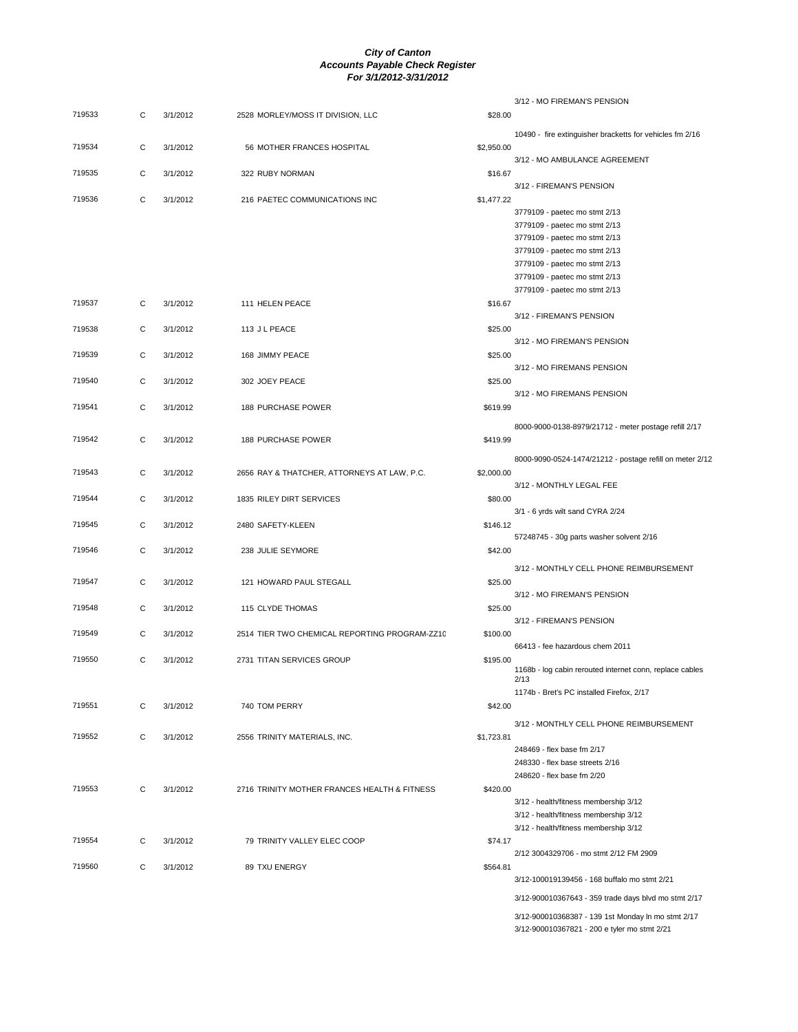# City of Canton
## Accounts Payable Check Register
### For 3/1/2012-3/31/2012

| Check # | Type | Date | Vendor | Amount | Description |
|---|---|---|---|---|---|
| | | | | | 3/12 - MO FIREMAN'S PENSION |
| 719533 | C | 3/1/2012 | 2528 MORLEY/MOSS IT DIVISION, LLC | $28.00 | |
| | | | | | 10490 - fire extinguisher bracketts for vehicles fm 2/16 |
| 719534 | C | 3/1/2012 | 56 MOTHER FRANCES HOSPITAL | $2,950.00 | |
| | | | | | 3/12 - MO AMBULANCE AGREEMENT |
| 719535 | C | 3/1/2012 | 322 RUBY NORMAN | $16.67 | |
| | | | | | 3/12 - FIREMAN'S PENSION |
| 719536 | C | 3/1/2012 | 216 PAETEC COMMUNICATIONS INC | $1,477.22 | |
| | | | | | 3779109 - paetec mo stmt 2/13 |
| | | | | | 3779109 - paetec mo stmt 2/13 |
| | | | | | 3779109 - paetec mo stmt 2/13 |
| | | | | | 3779109 - paetec mo stmt 2/13 |
| | | | | | 3779109 - paetec mo stmt 2/13 |
| | | | | | 3779109 - paetec mo stmt 2/13 |
| | | | | | 3779109 - paetec mo stmt 2/13 |
| 719537 | C | 3/1/2012 | 111 HELEN PEACE | $16.67 | |
| | | | | | 3/12 - FIREMAN'S PENSION |
| 719538 | C | 3/1/2012 | 113 J L PEACE | $25.00 | |
| | | | | | 3/12 - MO FIREMAN'S PENSION |
| 719539 | C | 3/1/2012 | 168 JIMMY PEACE | $25.00 | |
| | | | | | 3/12 - MO FIREMANS PENSION |
| 719540 | C | 3/1/2012 | 302 JOEY PEACE | $25.00 | |
| | | | | | 3/12 - MO FIREMANS PENSION |
| 719541 | C | 3/1/2012 | 188 PURCHASE POWER | $619.99 | |
| | | | | | 8000-9000-0138-8979/21712 - meter postage refill 2/17 |
| 719542 | C | 3/1/2012 | 188 PURCHASE POWER | $419.99 | |
| | | | | | 8000-9090-0524-1474/21212 - postage refill on meter 2/12 |
| 719543 | C | 3/1/2012 | 2656 RAY & THATCHER, ATTORNEYS AT LAW, P.C. | $2,000.00 | |
| | | | | | 3/12 - MONTHLY LEGAL FEE |
| 719544 | C | 3/1/2012 | 1835 RILEY DIRT SERVICES | $80.00 | |
| | | | | | 3/1 - 6 yrds wilt sand CYRA 2/24 |
| 719545 | C | 3/1/2012 | 2480 SAFETY-KLEEN | $146.12 | |
| | | | | | 57248745 - 30g parts washer solvent 2/16 |
| 719546 | C | 3/1/2012 | 238 JULIE SEYMORE | $42.00 | |
| | | | | | 3/12 - MONTHLY CELL PHONE REIMBURSEMENT |
| 719547 | C | 3/1/2012 | 121 HOWARD PAUL STEGALL | $25.00 | |
| | | | | | 3/12 - MO FIREMAN'S PENSION |
| 719548 | C | 3/1/2012 | 115 CLYDE THOMAS | $25.00 | |
| | | | | | 3/12 - FIREMAN'S PENSION |
| 719549 | C | 3/1/2012 | 2514 TIER TWO CHEMICAL REPORTING PROGRAM-ZZ10 | $100.00 | |
| | | | | | 66413 - fee hazardous chem 2011 |
| 719550 | C | 3/1/2012 | 2731 TITAN SERVICES GROUP | $195.00 | |
| | | | | | 1168b - log cabin rerouted internet conn, replace cables 2/13 |
| | | | | | 1174b - Bret's PC installed Firefox, 2/17 |
| 719551 | C | 3/1/2012 | 740 TOM PERRY | $42.00 | |
| | | | | | 3/12 - MONTHLY CELL PHONE REIMBURSEMENT |
| 719552 | C | 3/1/2012 | 2556 TRINITY MATERIALS, INC. | $1,723.81 | |
| | | | | | 248469 - flex base fm 2/17 |
| | | | | | 248330 - flex base streets 2/16 |
| | | | | | 248620 - flex base fm 2/20 |
| 719553 | C | 3/1/2012 | 2716 TRINITY MOTHER FRANCES HEALTH & FITNESS | $420.00 | |
| | | | | | 3/12 - health/fitness membership 3/12 |
| | | | | | 3/12 - health/fitness membership 3/12 |
| | | | | | 3/12 - health/fitness membership 3/12 |
| 719554 | C | 3/1/2012 | 79 TRINITY VALLEY ELEC COOP | $74.17 | |
| | | | | | 2/12 3004329706 - mo stmt 2/12 FM 2909 |
| 719560 | C | 3/1/2012 | 89 TXU ENERGY | $564.81 | |
| | | | | | 3/12-100019139456 - 168 buffalo mo stmt 2/21 |
| | | | | | 3/12-900010367643 - 359 trade days blvd mo stmt 2/17 |
| | | | | | 3/12-900010368387 - 139 1st Monday ln mo stmt 2/17 |
| | | | | | 3/12-900010367821 - 200 e tyler mo stmt 2/21 |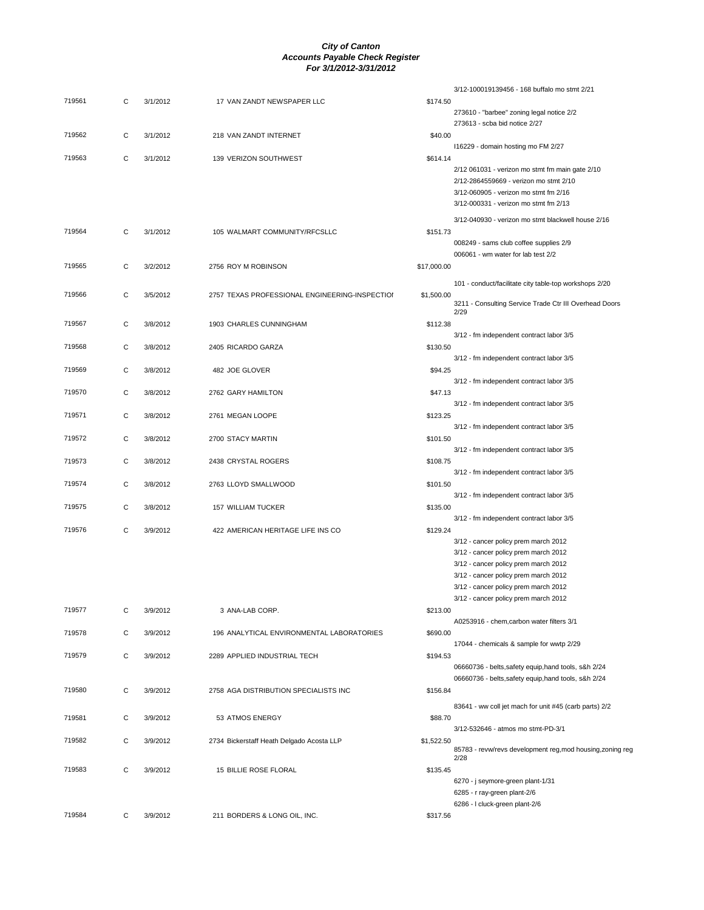# *City of Canton*
## *Accounts Payable Check Register*
### *For 3/1/2012-3/31/2012*

| Check # | Type | Date | Vendor | Amount | Description |
|---|---|---|---|---|---|
| | | | | | 3/12-100019139456 - 168 buffalo mo stmt 2/21 |
| 719561 | C | 3/1/2012 | 17 VAN ZANDT NEWSPAPER LLC | $174.50 | |
| | | | | | 273610 - "barbee" zoning legal notice 2/2 |
| | | | | | 273613 - scba bid notice 2/27 |
| 719562 | C | 3/1/2012 | 218 VAN ZANDT INTERNET | $40.00 | |
| | | | | | I16229 - domain hosting mo FM 2/27 |
| 719563 | C | 3/1/2012 | 139 VERIZON SOUTHWEST | $614.14 | |
| | | | | | 2/12 061031 - verizon mo stmt fm main gate 2/10 |
| | | | | | 2/12-2864559669 - verizon mo stmt 2/10 |
| | | | | | 3/12-060905 - verizon mo stmt fm 2/16 |
| | | | | | 3/12-000331 - verizon mo stmt fm 2/13 |
| | | | | | 3/12-040930 - verizon mo stmt blackwell house 2/16 |
| 719564 | C | 3/1/2012 | 105 WALMART COMMUNITY/RFCSLLC | $151.73 | |
| | | | | | 008249 - sams club coffee supplies 2/9 |
| | | | | | 006061 - wm water for lab test 2/2 |
| 719565 | C | 3/2/2012 | 2756 ROY M ROBINSON | $17,000.00 | |
| | | | | | 101 - conduct/facilitate city table-top workshops 2/20 |
| 719566 | C | 3/5/2012 | 2757 TEXAS PROFESSIONAL ENGINEERING-INSPECTIOI | $1,500.00 | |
| | | | | | 3211 - Consulting Service Trade Ctr III Overhead Doors 2/29 |
| 719567 | C | 3/8/2012 | 1903 CHARLES CUNNINGHAM | $112.38 | |
| | | | | | 3/12 - fm independent contract labor 3/5 |
| 719568 | C | 3/8/2012 | 2405 RICARDO GARZA | $130.50 | |
| | | | | | 3/12 - fm independent contract labor 3/5 |
| 719569 | C | 3/8/2012 | 482 JOE GLOVER | $94.25 | |
| | | | | | 3/12 - fm independent contract labor 3/5 |
| 719570 | C | 3/8/2012 | 2762 GARY HAMILTON | $47.13 | |
| | | | | | 3/12 - fm independent contract labor 3/5 |
| 719571 | C | 3/8/2012 | 2761 MEGAN LOOPE | $123.25 | |
| | | | | | 3/12 - fm independent contract labor 3/5 |
| 719572 | C | 3/8/2012 | 2700 STACY MARTIN | $101.50 | |
| | | | | | 3/12 - fm independent contract labor 3/5 |
| 719573 | C | 3/8/2012 | 2438 CRYSTAL ROGERS | $108.75 | |
| | | | | | 3/12 - fm independent contract labor 3/5 |
| 719574 | C | 3/8/2012 | 2763 LLOYD SMALLWOOD | $101.50 | |
| | | | | | 3/12 - fm independent contract labor 3/5 |
| 719575 | C | 3/8/2012 | 157 WILLIAM TUCKER | $135.00 | |
| | | | | | 3/12 - fm independent contract labor 3/5 |
| 719576 | C | 3/9/2012 | 422 AMERICAN HERITAGE LIFE INS CO | $129.24 | |
| | | | | | 3/12 - cancer policy prem march 2012 |
| | | | | | 3/12 - cancer policy prem march 2012 |
| | | | | | 3/12 - cancer policy prem march 2012 |
| | | | | | 3/12 - cancer policy prem march 2012 |
| | | | | | 3/12 - cancer policy prem march 2012 |
| | | | | | 3/12 - cancer policy prem march 2012 |
| 719577 | C | 3/9/2012 | 3 ANA-LAB CORP. | $213.00 | |
| | | | | | A0253916 - chem,carbon water filters 3/1 |
| 719578 | C | 3/9/2012 | 196 ANALYTICAL ENVIRONMENTAL LABORATORIES | $690.00 | |
| | | | | | 17044 - chemicals & sample for wwtp 2/29 |
| 719579 | C | 3/9/2012 | 2289 APPLIED INDUSTRIAL TECH | $194.53 | |
| | | | | | 06660736 - belts,safety equip,hand tools, s&h 2/24 |
| | | | | | 06660736 - belts,safety equip,hand tools, s&h 2/24 |
| 719580 | C | 3/9/2012 | 2758 AGA DISTRIBUTION SPECIALISTS INC | $156.84 | |
| | | | | | 83641 - ww coll jet mach for unit #45 (carb parts) 2/2 |
| 719581 | C | 3/9/2012 | 53 ATMOS ENERGY | $88.70 | |
| | | | | | 3/12-532646 - atmos mo stmt-PD-3/1 |
| 719582 | C | 3/9/2012 | 2734 Bickerstaff Heath Delgado Acosta LLP | $1,522.50 | |
| | | | | | 85783 - revw/revs development reg,mod housing,zoning reg 2/28 |
| 719583 | C | 3/9/2012 | 15 BILLIE ROSE FLORAL | $135.45 | |
| | | | | | 6270 - j seymore-green plant-1/31 |
| | | | | | 6285 - r ray-green plant-2/6 |
| | | | | | 6286 - l cluck-green plant-2/6 |
| 719584 | C | 3/9/2012 | 211 BORDERS & LONG OIL, INC. | $317.56 | |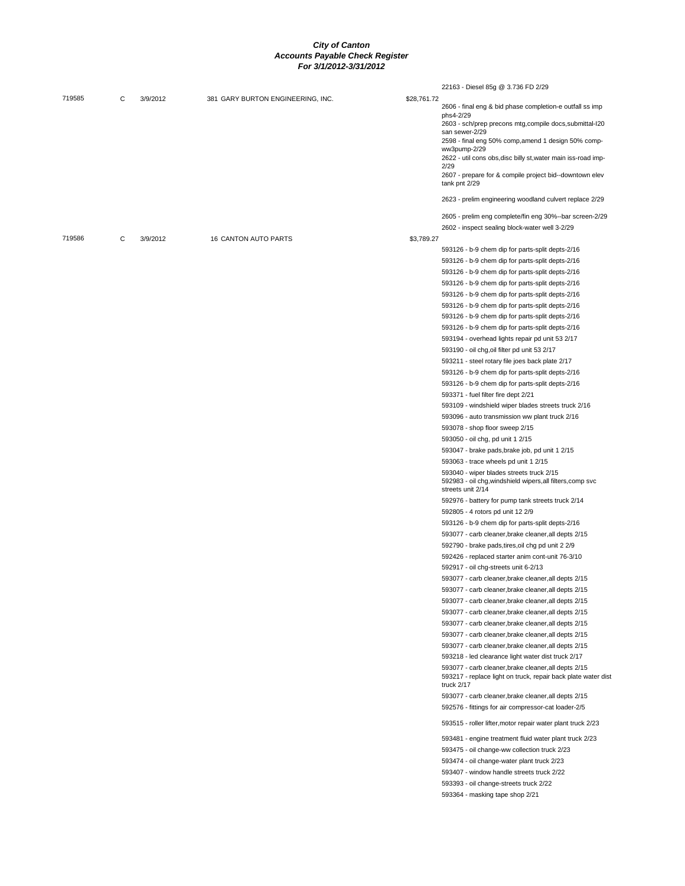***City of Canton***
***Accounts Payable Check Register***
***For 3/1/2012-3/31/2012***

| Check | Type | Date | Vendor | Amount | Description |
|---|---|---|---|---|---|
| | | | | | 22163 - Diesel 85g @ 3.736 FD 2/29 |
| 719585 | C | 3/9/2012 | 381 GARY BURTON ENGINEERING, INC. | $28,761.72 | |
| | | | | | 2606 - final eng & bid phase completion-e outfall ss imp phs4-2/29 |
| | | | | | 2603 - sch/prep precons mtg,compile docs,submittal-I20 san sewer-2/29 |
| | | | | | 2598 - final eng 50% comp,amend 1 design 50% comp-ww3pump-2/29 |
| | | | | | 2622 - util cons obs,disc billy st,water main iss-road imp-2/29 |
| | | | | | 2607 - prepare for & compile project bid--downtown elev tank pnt 2/29 |
| | | | | | 2623 - prelim engineering woodland culvert replace 2/29 |
| | | | | | 2605 - prelim eng complete/fin eng 30%--bar screen-2/29 |
| | | | | | 2602 - inspect sealing block-water well 3-2/29 |
| 719586 | C | 3/9/2012 | 16 CANTON AUTO PARTS | $3,789.27 | |
| | | | | | 593126 - b-9 chem dip for parts-split depts-2/16 |
| | | | | | 593126 - b-9 chem dip for parts-split depts-2/16 |
| | | | | | 593126 - b-9 chem dip for parts-split depts-2/16 |
| | | | | | 593126 - b-9 chem dip for parts-split depts-2/16 |
| | | | | | 593126 - b-9 chem dip for parts-split depts-2/16 |
| | | | | | 593126 - b-9 chem dip for parts-split depts-2/16 |
| | | | | | 593126 - b-9 chem dip for parts-split depts-2/16 |
| | | | | | 593126 - b-9 chem dip for parts-split depts-2/16 |
| | | | | | 593194 - overhead lights repair pd unit 53 2/17 |
| | | | | | 593190 - oil chg,oil filter pd unit 53 2/17 |
| | | | | | 593211 - steel rotary file joes back plate 2/17 |
| | | | | | 593126 - b-9 chem dip for parts-split depts-2/16 |
| | | | | | 593126 - b-9 chem dip for parts-split depts-2/16 |
| | | | | | 593371 - fuel filter fire dept 2/21 |
| | | | | | 593109 - windshield wiper blades streets truck 2/16 |
| | | | | | 593096 - auto transmission ww plant truck 2/16 |
| | | | | | 593078 - shop floor sweep 2/15 |
| | | | | | 593050 - oil chg, pd unit 1 2/15 |
| | | | | | 593047 - brake pads,brake job, pd unit 1 2/15 |
| | | | | | 593063 - trace wheels pd unit 1 2/15 |
| | | | | | 593040 - wiper blades streets truck 2/15 |
| | | | | | 592983 - oil chg,windshield wipers,all filters,comp svc streets unit 2/14 |
| | | | | | 592976 - battery for pump tank streets truck 2/14 |
| | | | | | 592805 - 4 rotors pd unit 12 2/9 |
| | | | | | 593126 - b-9 chem dip for parts-split depts-2/16 |
| | | | | | 593077 - carb cleaner,brake cleaner,all depts 2/15 |
| | | | | | 592790 - brake pads,tires,oil chg pd unit 2 2/9 |
| | | | | | 592426 - replaced starter anim cont-unit 76-3/10 |
| | | | | | 592917 - oil chg-streets unit 6-2/13 |
| | | | | | 593077 - carb cleaner,brake cleaner,all depts 2/15 |
| | | | | | 593077 - carb cleaner,brake cleaner,all depts 2/15 |
| | | | | | 593077 - carb cleaner,brake cleaner,all depts 2/15 |
| | | | | | 593077 - carb cleaner,brake cleaner,all depts 2/15 |
| | | | | | 593077 - carb cleaner,brake cleaner,all depts 2/15 |
| | | | | | 593077 - carb cleaner,brake cleaner,all depts 2/15 |
| | | | | | 593077 - carb cleaner,brake cleaner,all depts 2/15 |
| | | | | | 593218 - led clearance light water dist truck 2/17 |
| | | | | | 593077 - carb cleaner,brake cleaner,all depts 2/15 |
| | | | | | 593217 - replace light on truck, repair back plate water dist truck 2/17 |
| | | | | | 593077 - carb cleaner,brake cleaner,all depts 2/15 |
| | | | | | 592576 - fittings for air compressor-cat loader-2/5 |
| | | | | | 593515 - roller lifter,motor repair water plant truck 2/23 |
| | | | | | 593481 - engine treatment fluid water plant truck 2/23 |
| | | | | | 593475 - oil change-ww collection truck 2/23 |
| | | | | | 593474 - oil change-water plant truck 2/23 |
| | | | | | 593407 - window handle streets truck 2/22 |
| | | | | | 593393 - oil change-streets truck 2/22 |
| | | | | | 593364 - masking tape shop 2/21 |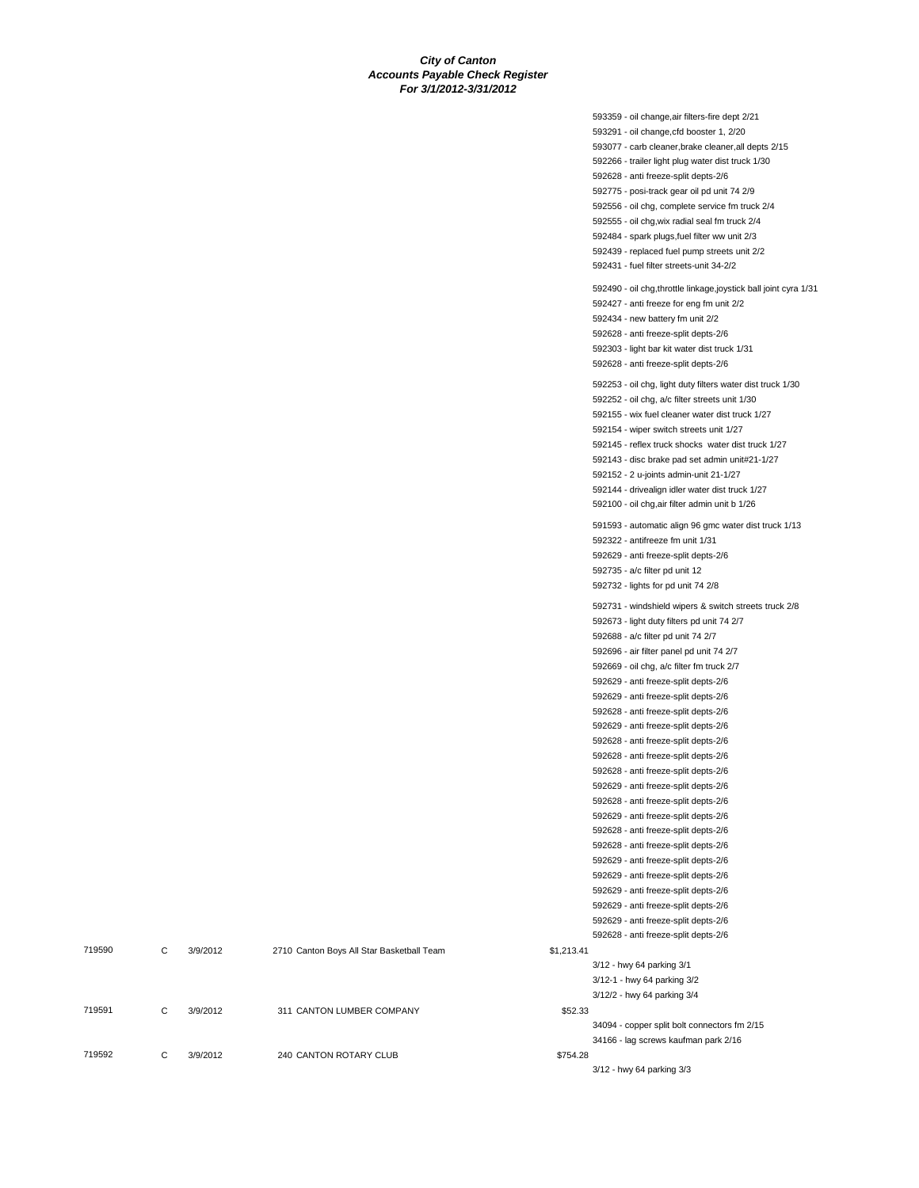**City of Canton**
**Accounts Payable Check Register**
**For 3/1/2012-3/31/2012**

593359 - oil change,air filters-fire dept 2/21
593291 - oil change,cfd booster 1, 2/20
593077 - carb cleaner,brake cleaner,all depts 2/15
592266 - trailer light plug water dist truck 1/30
592628 - anti freeze-split depts-2/6
592775 - posi-track gear oil pd unit 74 2/9
592556 - oil chg, complete service fm truck 2/4
592555 - oil chg,wix radial seal fm truck 2/4
592484 - spark plugs,fuel filter ww unit 2/3
592439 - replaced fuel pump streets unit 2/2
592431 - fuel filter streets-unit 34-2/2

592490 - oil chg,throttle linkage,joystick ball joint cyra 1/31
592427 - anti freeze for eng fm unit 2/2
592434 - new battery fm unit 2/2
592628 - anti freeze-split depts-2/6
592303 - light bar kit water dist truck 1/31
592628 - anti freeze-split depts-2/6

592253 - oil chg, light duty filters water dist truck 1/30
592252 - oil chg, a/c filter streets unit 1/30
592155 - wix fuel cleaner water dist truck 1/27
592154 - wiper switch streets unit 1/27
592145 - reflex truck shocks water dist truck 1/27
592143 - disc brake pad set admin unit#21-1/27
592152 - 2 u-joints admin-unit 21-1/27
592144 - drivealign idler water dist truck 1/27
592100 - oil chg,air filter admin unit b 1/26

591593 - automatic align 96 gmc water dist truck 1/13
592322 - antifreeze fm unit 1/31
592629 - anti freeze-split depts-2/6
592735 - a/c filter pd unit 12
592732 - lights for pd unit 74 2/8

592731 - windshield wipers & switch streets truck 2/8
592673 - light duty filters pd unit 74 2/7
592688 - a/c filter pd unit 74 2/7
592696 - air filter panel pd unit 74 2/7
592669 - oil chg, a/c filter fm truck 2/7
592629 - anti freeze-split depts-2/6
592629 - anti freeze-split depts-2/6
592628 - anti freeze-split depts-2/6
592629 - anti freeze-split depts-2/6
592628 - anti freeze-split depts-2/6
592628 - anti freeze-split depts-2/6
592628 - anti freeze-split depts-2/6
592629 - anti freeze-split depts-2/6
592628 - anti freeze-split depts-2/6
592629 - anti freeze-split depts-2/6
592628 - anti freeze-split depts-2/6
592628 - anti freeze-split depts-2/6
592629 - anti freeze-split depts-2/6
592629 - anti freeze-split depts-2/6
592629 - anti freeze-split depts-2/6
592629 - anti freeze-split depts-2/6
592629 - anti freeze-split depts-2/6
592628 - anti freeze-split depts-2/6

| Check # | Type | Date | Vendor | Amount | Description |
|---|---|---|---|---|---|
| 719590 | C | 3/9/2012 | 2710 Canton Boys All Star Basketball Team | $1,213.41 | |
| | | | | | 3/12 - hwy 64 parking 3/1 |
| | | | | | 3/12-1 - hwy 64 parking 3/2 |
| | | | | | 3/12/2 - hwy 64 parking 3/4 |
| 719591 | C | 3/9/2012 | 311 CANTON LUMBER COMPANY | $52.33 | |
| | | | | | 34094 - copper split bolt connectors fm 2/15 |
| | | | | | 34166 - lag screws kaufman park 2/16 |
| 719592 | C | 3/9/2012 | 240 CANTON ROTARY CLUB | $754.28 | |
| | | | | | 3/12 - hwy 64 parking 3/3 |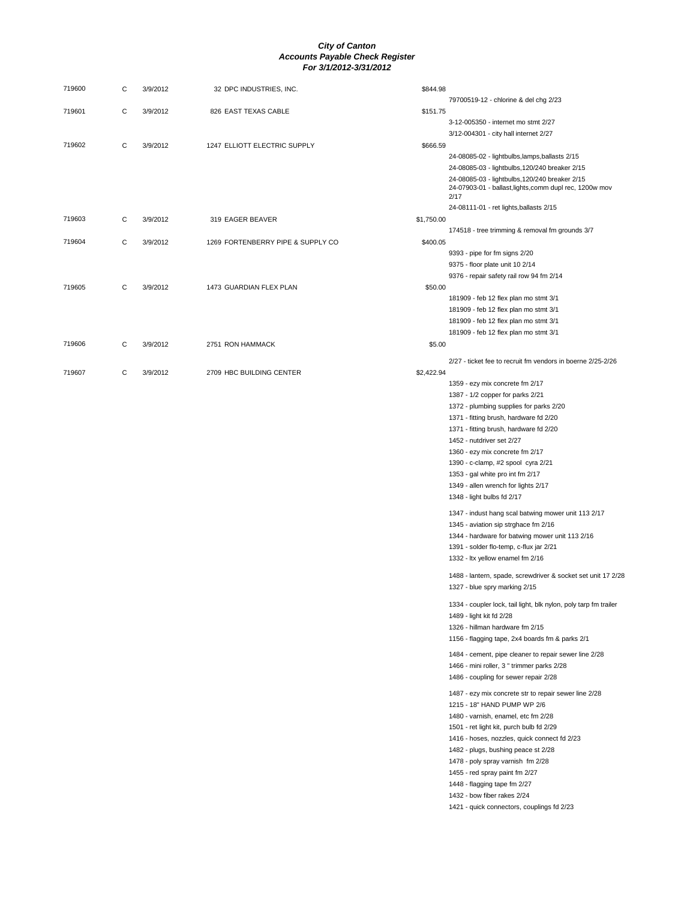# City of Canton
## Accounts Payable Check Register
### For 3/1/2012-3/31/2012

| Check # | Type | Date | Vendor | Amount | Description |
|---|---|---|---|---|---|
| 719600 | C | 3/9/2012 | 32 DPC INDUSTRIES, INC. | $844.98 | |
| | | | | | 79700519-12 - chlorine & del chg 2/23 |
| 719601 | C | 3/9/2012 | 826 EAST TEXAS CABLE | $151.75 | |
| | | | | | 3-12-005350 - internet mo stmt 2/27 |
| | | | | | 3/12-004301 - city hall internet 2/27 |
| 719602 | C | 3/9/2012 | 1247 ELLIOTT ELECTRIC SUPPLY | $666.59 | |
| | | | | | 24-08085-02 - lightbulbs,lamps,ballasts 2/15 |
| | | | | | 24-08085-03 - lightbulbs,120/240 breaker 2/15 |
| | | | | | 24-08085-03 - lightbulbs,120/240 breaker 2/15 |
| | | | | | 24-07903-01 - ballast,lights,comm dupl rec, 1200w mov 2/17 |
| | | | | | 24-08111-01 - ret lights,ballasts 2/15 |
| 719603 | C | 3/9/2012 | 319 EAGER BEAVER | $1,750.00 | |
| | | | | | 174518 - tree trimming & removal fm grounds 3/7 |
| 719604 | C | 3/9/2012 | 1269 FORTENBERRY PIPE & SUPPLY CO | $400.05 | |
| | | | | | 9393 - pipe for fm signs 2/20 |
| | | | | | 9375 - floor plate unit 10 2/14 |
| | | | | | 9376 - repair safety rail row 94 fm 2/14 |
| 719605 | C | 3/9/2012 | 1473 GUARDIAN FLEX PLAN | $50.00 | |
| | | | | | 181909 - feb 12 flex plan mo stmt 3/1 |
| | | | | | 181909 - feb 12 flex plan mo stmt 3/1 |
| | | | | | 181909 - feb 12 flex plan mo stmt 3/1 |
| | | | | | 181909 - feb 12 flex plan mo stmt 3/1 |
| 719606 | C | 3/9/2012 | 2751 RON HAMMACK | $5.00 | |
| | | | | | 2/27 - ticket fee to recruit fm vendors in boerne 2/25-2/26 |
| 719607 | C | 3/9/2012 | 2709 HBC BUILDING CENTER | $2,422.94 | |
| | | | | | 1359 - ezy mix concrete fm 2/17 |
| | | | | | 1387 - 1/2 copper for parks 2/21 |
| | | | | | 1372 - plumbing supplies for parks 2/20 |
| | | | | | 1371 - fitting brush, hardware fd 2/20 |
| | | | | | 1371 - fitting brush, hardware fd 2/20 |
| | | | | | 1452 - nutdriver set 2/27 |
| | | | | | 1360 - ezy mix concrete fm 2/17 |
| | | | | | 1390 - c-clamp, #2 spool cyra 2/21 |
| | | | | | 1353 - gal white pro int fm 2/17 |
| | | | | | 1349 - allen wrench for lights 2/17 |
| | | | | | 1348 - light bulbs fd 2/17 |
| | | | | | 1347 - indust hang scal batwing mower unit 113 2/17 |
| | | | | | 1345 - aviation sip strghace fm 2/16 |
| | | | | | 1344 - hardware for batwing mower unit 113 2/16 |
| | | | | | 1391 - solder flo-temp, c-flux jar 2/21 |
| | | | | | 1332 - ltx yellow enamel fm 2/16 |
| | | | | | 1488 - lantern, spade, screwdriver & socket set unit 17 2/28 |
| | | | | | 1327 - blue spry marking 2/15 |
| | | | | | 1334 - coupler lock, tail light, blk nylon, poly tarp fm trailer |
| | | | | | 1489 - light kit fd 2/28 |
| | | | | | 1326 - hillman hardware fm 2/15 |
| | | | | | 1156 - flagging tape, 2x4 boards fm & parks 2/1 |
| | | | | | 1484 - cement, pipe cleaner to repair sewer line 2/28 |
| | | | | | 1466 - mini roller, 3 " trimmer parks 2/28 |
| | | | | | 1486 - coupling for sewer repair 2/28 |
| | | | | | 1487 - ezy mix concrete str to repair sewer line 2/28 |
| | | | | | 1215 - 18" HAND PUMP WP 2/6 |
| | | | | | 1480 - varnish, enamel, etc fm 2/28 |
| | | | | | 1501 - ret light kit, purch bulb fd 2/29 |
| | | | | | 1416 - hoses, nozzles, quick connect fd 2/23 |
| | | | | | 1482 - plugs, bushing peace st 2/28 |
| | | | | | 1478 - poly spray varnish fm 2/28 |
| | | | | | 1455 - red spray paint fm 2/27 |
| | | | | | 1448 - flagging tape fm 2/27 |
| | | | | | 1432 - bow fiber rakes 2/24 |
| | | | | | 1421 - quick connectors, couplings fd 2/23 |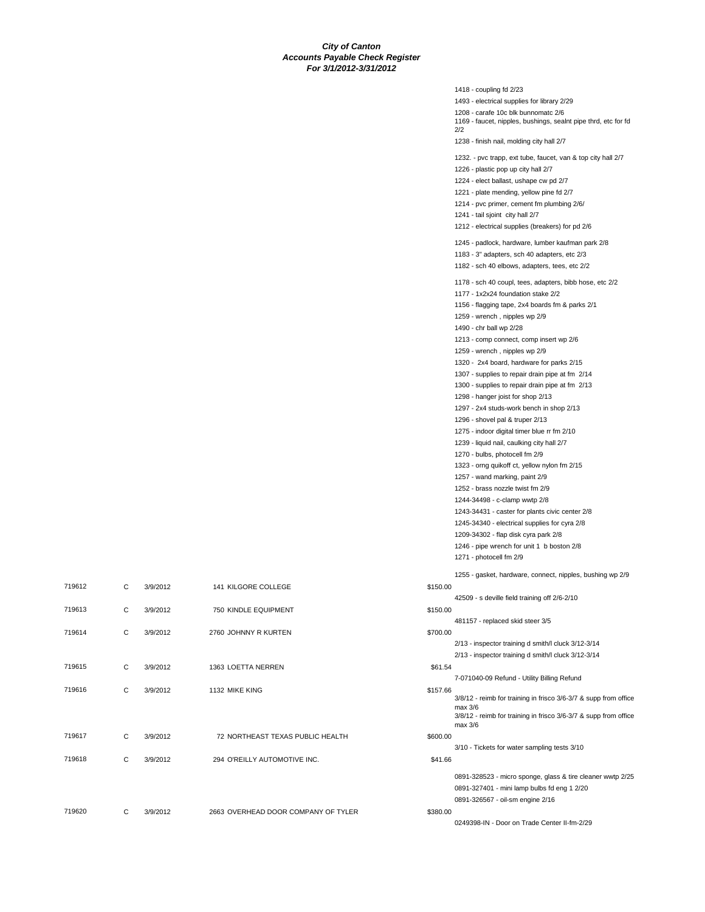***City of Canton***
***Accounts Payable Check Register***
***For 3/1/2012-3/31/2012***

| Check | Type | Date | Vendor | Amount | Description |
|---|---|---|---|---|---|
| | | | | | 1418 - coupling fd 2/23 |
| | | | | | 1493 - electrical supplies for library 2/29 |
| | | | | | 1208 - carafe 10c blk bunnomatc 2/6 |
| | | | | | 1169 - faucet, nipples, bushings, sealnt pipe thrd, etc for fd 2/2 |
| | | | | | 1238 - finish nail, molding city hall 2/7 |
| | | | | | 1232. - pvc trapp, ext tube, faucet, van & top city hall 2/7 |
| | | | | | 1226 - plastic pop up city hall 2/7 |
| | | | | | 1224 - elect ballast, ushape cw pd 2/7 |
| | | | | | 1221 - plate mending, yellow pine fd 2/7 |
| | | | | | 1214 - pvc primer, cement fm plumbing 2/6/ |
| | | | | | 1241 - tail sjoint city hall 2/7 |
| | | | | | 1212 - electrical supplies (breakers) for pd 2/6 |
| | | | | | 1245 - padlock, hardware, lumber kaufman park 2/8 |
| | | | | | 1183 - 3" adapters, sch 40 adapters, etc 2/3 |
| | | | | | 1182 - sch 40 elbows, adapters, tees, etc 2/2 |
| | | | | | 1178 - sch 40 coupl, tees, adapters, bibb hose, etc 2/2 |
| | | | | | 1177 - 1x2x24 foundation stake 2/2 |
| | | | | | 1156 - flagging tape, 2x4 boards fm & parks 2/1 |
| | | | | | 1259 - wrench , nipples wp 2/9 |
| | | | | | 1490 - chr ball wp 2/28 |
| | | | | | 1213 - comp connect, comp insert wp 2/6 |
| | | | | | 1259 - wrench , nipples wp 2/9 |
| | | | | | 1320 - 2x4 board, hardware for parks 2/15 |
| | | | | | 1307 - supplies to repair drain pipe at fm 2/14 |
| | | | | | 1300 - supplies to repair drain pipe at fm 2/13 |
| | | | | | 1298 - hanger joist for shop 2/13 |
| | | | | | 1297 - 2x4 studs-work bench in shop 2/13 |
| | | | | | 1296 - shovel pal & truper 2/13 |
| | | | | | 1275 - indoor digital timer blue rr fm 2/10 |
| | | | | | 1239 - liquid nail, caulking city hall 2/7 |
| | | | | | 1270 - bulbs, photocell fm 2/9 |
| | | | | | 1323 - orng quikoff ct, yellow nylon fm 2/15 |
| | | | | | 1257 - wand marking, paint 2/9 |
| | | | | | 1252 - brass nozzle twist fm 2/9 |
| | | | | | 1244-34498 - c-clamp wwtp 2/8 |
| | | | | | 1243-34431 - caster for plants civic center 2/8 |
| | | | | | 1245-34340 - electrical supplies for cyra 2/8 |
| | | | | | 1209-34302 - flap disk cyra park 2/8 |
| | | | | | 1246 - pipe wrench for unit 1 b boston 2/8 |
| | | | | | 1271 - photocell fm 2/9 |
| | | | | | 1255 - gasket, hardware, connect, nipples, bushing wp 2/9 |
| 719612 | C | 3/9/2012 | 141 KILGORE COLLEGE | $150.00 | |
| | | | | | 42509 - s deville field training off 2/6-2/10 |
| 719613 | C | 3/9/2012 | 750 KINDLE EQUIPMENT | $150.00 | |
| | | | | | 481157 - replaced skid steer 3/5 |
| 719614 | C | 3/9/2012 | 2760 JOHNNY R KURTEN | $700.00 | |
| | | | | | 2/13 - inspector training d smith/l cluck 3/12-3/14 |
| | | | | | 2/13 - inspector training d smith/l cluck 3/12-3/14 |
| 719615 | C | 3/9/2012 | 1363 LOETTA NERREN | $61.54 | |
| | | | | | 7-071040-09 Refund - Utility Billing Refund |
| 719616 | C | 3/9/2012 | 1132 MIKE KING | $157.66 | |
| | | | | | 3/8/12 - reimb for training in frisco 3/6-3/7 & supp from office max 3/6 |
| | | | | | 3/8/12 - reimb for training in frisco 3/6-3/7 & supp from office max 3/6 |
| 719617 | C | 3/9/2012 | 72 NORTHEAST TEXAS PUBLIC HEALTH | $600.00 | |
| | | | | | 3/10 - Tickets for water sampling tests 3/10 |
| 719618 | C | 3/9/2012 | 294 O'REILLY AUTOMOTIVE INC. | $41.66 | |
| | | | | | 0891-328523 - micro sponge, glass & tire cleaner wwtp 2/25 |
| | | | | | 0891-327401 - mini lamp bulbs fd eng 1 2/20 |
| | | | | | 0891-326567 - oil-sm engine 2/16 |
| 719620 | C | 3/9/2012 | 2663 OVERHEAD DOOR COMPANY OF TYLER | $380.00 | |
| | | | | | 0249398-IN - Door on Trade Center II-fm-2/29 |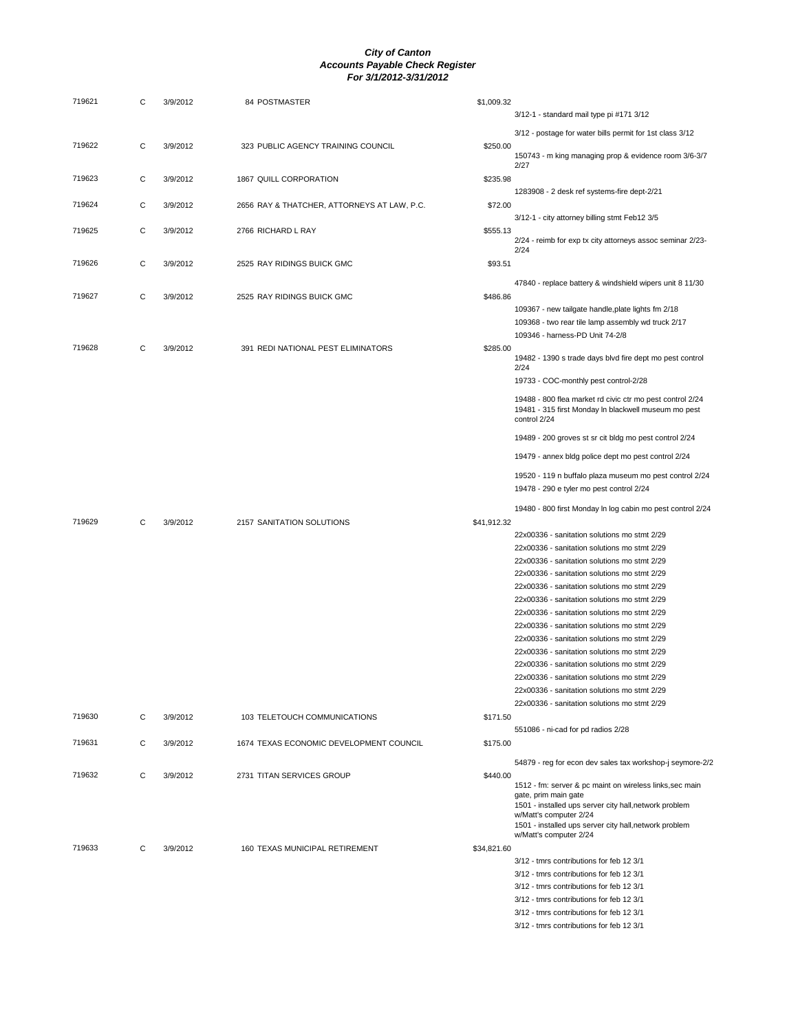**City of Canton**
**Accounts Payable Check Register**
**For 3/1/2012-3/31/2012**

| Check | Type | Date | Vendor | Amount | Description |
|---|---|---|---|---|---|
| 719621 | C | 3/9/2012 | 84 POSTMASTER | $1,009.32 | 3/12-1 - standard mail type pi #171 3/12 |
| | | | | | 3/12 - postage for water bills permit for 1st class 3/12 |
| 719622 | C | 3/9/2012 | 323 PUBLIC AGENCY TRAINING COUNCIL | $250.00 | 150743 - m king managing prop & evidence room 3/6-3/7 2/27 |
| 719623 | C | 3/9/2012 | 1867 QUILL CORPORATION | $235.98 | 1283908 - 2 desk ref systems-fire dept-2/21 |
| 719624 | C | 3/9/2012 | 2656 RAY & THATCHER, ATTORNEYS AT LAW, P.C. | $72.00 | 3/12-1 - city attorney billing stmt Feb12 3/5 |
| 719625 | C | 3/9/2012 | 2766 RICHARD L RAY | $555.13 | 2/24 - reimb for exp tx city attorneys assoc seminar 2/23-2/24 |
| 719626 | C | 3/9/2012 | 2525 RAY RIDINGS BUICK GMC | $93.51 | 47840 - replace battery & windshield wipers unit 8 11/30 |
| 719627 | C | 3/9/2012 | 2525 RAY RIDINGS BUICK GMC | $486.86 | 109367 - new tailgate handle,plate lights fm 2/18 |
| | | | | | 109368 - two rear tile lamp assembly wd truck 2/17 |
| | | | | | 109346 - harness-PD Unit 74-2/8 |
| 719628 | C | 3/9/2012 | 391 REDI NATIONAL PEST ELIMINATORS | $285.00 | 19482 - 1390 s trade days blvd fire dept mo pest control 2/24 |
| | | | | | 19733 - COC-monthly pest control-2/28 |
| | | | | | 19488 - 800 flea market rd civic ctr mo pest control 2/24 |
| | | | | | 19481 - 315 first Monday ln blackwell museum mo pest control 2/24 |
| | | | | | 19489 - 200 groves st sr cit bldg mo pest control 2/24 |
| | | | | | 19479 - annex bldg police dept mo pest control 2/24 |
| | | | | | 19520 - 119 n buffalo plaza museum mo pest control 2/24 |
| | | | | | 19478 - 290 e tyler mo pest control 2/24 |
| | | | | | 19480 - 800 first Monday ln log cabin mo pest control 2/24 |
| 719629 | C | 3/9/2012 | 2157 SANITATION SOLUTIONS | $41,912.32 | 22x00336 - sanitation solutions mo stmt 2/29 |
| | | | | | 22x00336 - sanitation solutions mo stmt 2/29 |
| | | | | | 22x00336 - sanitation solutions mo stmt 2/29 |
| | | | | | 22x00336 - sanitation solutions mo stmt 2/29 |
| | | | | | 22x00336 - sanitation solutions mo stmt 2/29 |
| | | | | | 22x00336 - sanitation solutions mo stmt 2/29 |
| | | | | | 22x00336 - sanitation solutions mo stmt 2/29 |
| | | | | | 22x00336 - sanitation solutions mo stmt 2/29 |
| | | | | | 22x00336 - sanitation solutions mo stmt 2/29 |
| | | | | | 22x00336 - sanitation solutions mo stmt 2/29 |
| | | | | | 22x00336 - sanitation solutions mo stmt 2/29 |
| | | | | | 22x00336 - sanitation solutions mo stmt 2/29 |
| | | | | | 22x00336 - sanitation solutions mo stmt 2/29 |
| | | | | | 22x00336 - sanitation solutions mo stmt 2/29 |
| 719630 | C | 3/9/2012 | 103 TELETOUCH COMMUNICATIONS | $171.50 | 551086 - ni-cad for pd radios 2/28 |
| 719631 | C | 3/9/2012 | 1674 TEXAS ECONOMIC DEVELOPMENT COUNCIL | $175.00 | 54879 - reg for econ dev sales tax workshop-j seymore-2/2 |
| 719632 | C | 3/9/2012 | 2731 TITAN SERVICES GROUP | $440.00 | 1512 - fm: server & pc maint on wireless links,sec main gate, prim main gate |
| | | | | | 1501 - installed ups server city hall,network problem w/Matt's computer 2/24 |
| | | | | | 1501 - installed ups server city hall,network problem w/Matt's computer 2/24 |
| 719633 | C | 3/9/2012 | 160 TEXAS MUNICIPAL RETIREMENT | $34,821.60 | 3/12 - tmrs contributions for feb 12 3/1 |
| | | | | | 3/12 - tmrs contributions for feb 12 3/1 |
| | | | | | 3/12 - tmrs contributions for feb 12 3/1 |
| | | | | | 3/12 - tmrs contributions for feb 12 3/1 |
| | | | | | 3/12 - tmrs contributions for feb 12 3/1 |
| | | | | | 3/12 - tmrs contributions for feb 12 3/1 |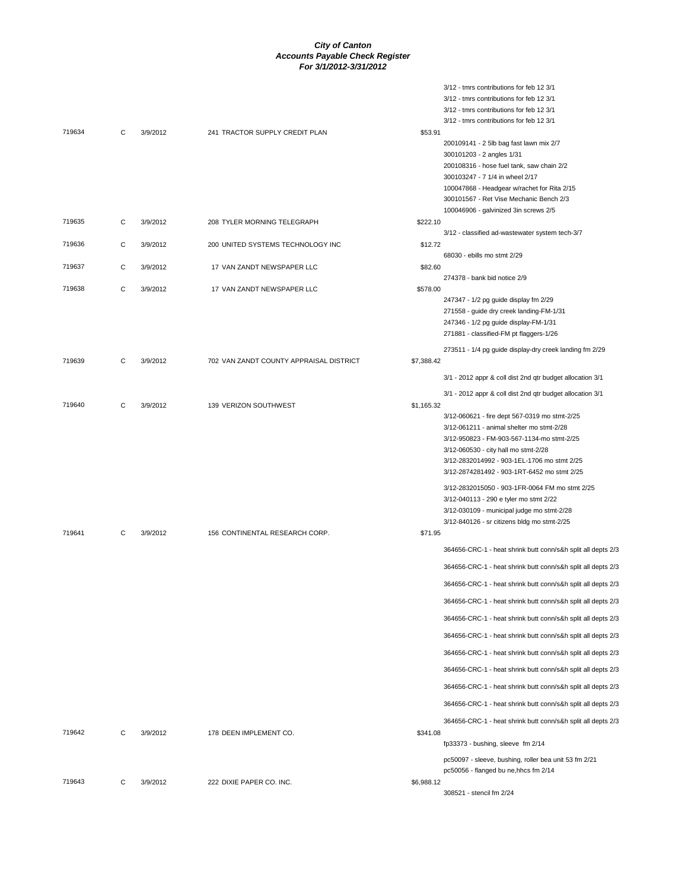**City of Canton**
**Accounts Payable Check Register**
**For 3/1/2012-3/31/2012**

| Check # | Type | Date | Vendor | Amount | Description |
|---|---|---|---|---|---|
| | | | | | 3/12 - tmrs contributions for feb 12 3/1 |
| | | | | | 3/12 - tmrs contributions for feb 12 3/1 |
| | | | | | 3/12 - tmrs contributions for feb 12 3/1 |
| | | | | | 3/12 - tmrs contributions for feb 12 3/1 |
| 719634 | C | 3/9/2012 | 241 TRACTOR SUPPLY CREDIT PLAN | $53.91 | |
| | | | | | 200109141 - 2 5lb bag fast lawn mix 2/7 |
| | | | | | 300101203 - 2 angles 1/31 |
| | | | | | 200108316 - hose fuel tank, saw chain 2/2 |
| | | | | | 300103247 - 7 1/4 in wheel 2/17 |
| | | | | | 100047868 - Headgear w/rachet for Rita 2/15 |
| | | | | | 300101567 - Ret Vise Mechanic Bench 2/3 |
| | | | | | 100046906 - galvinized 3in screws 2/5 |
| 719635 | C | 3/9/2012 | 208 TYLER MORNING TELEGRAPH | $222.10 | |
| | | | | | 3/12 - classified ad-wastewater system tech-3/7 |
| 719636 | C | 3/9/2012 | 200 UNITED SYSTEMS TECHNOLOGY INC | $12.72 | |
| | | | | | 68030 - ebills mo stmt 2/29 |
| 719637 | C | 3/9/2012 | 17 VAN ZANDT NEWSPAPER LLC | $82.60 | |
| | | | | | 274378 - bank bid notice 2/9 |
| 719638 | C | 3/9/2012 | 17 VAN ZANDT NEWSPAPER LLC | $578.00 | |
| | | | | | 247347 - 1/2 pg guide display fm 2/29 |
| | | | | | 271558 - guide dry creek landing-FM-1/31 |
| | | | | | 247346 - 1/2 pg guide display-FM-1/31 |
| | | | | | 271881 - classified-FM pt flaggers-1/26 |
| | | | | | 273511 - 1/4 pg guide display-dry creek landing fm 2/29 |
| 719639 | C | 3/9/2012 | 702 VAN ZANDT COUNTY APPRAISAL DISTRICT | $7,388.42 | |
| | | | | | 3/1 - 2012 appr & coll dist 2nd qtr budget allocation 3/1 |
| | | | | | 3/1 - 2012 appr & coll dist 2nd qtr budget allocation 3/1 |
| 719640 | C | 3/9/2012 | 139 VERIZON SOUTHWEST | $1,165.32 | |
| | | | | | 3/12-060621 - fire dept 567-0319 mo stmt-2/25 |
| | | | | | 3/12-061211 - animal shelter mo stmt-2/28 |
| | | | | | 3/12-950823 - FM-903-567-1134-mo stmt-2/25 |
| | | | | | 3/12-060530 - city hall mo stmt-2/28 |
| | | | | | 3/12-2832014992 - 903-1EL-1706 mo stmt 2/25 |
| | | | | | 3/12-2874281492 - 903-1RT-6452 mo stmt 2/25 |
| | | | | | 3/12-2832015050 - 903-1FR-0064 FM mo stmt 2/25 |
| | | | | | 3/12-040113 - 290 e tyler mo stmt 2/22 |
| | | | | | 3/12-030109 - municipal judge mo stmt-2/28 |
| | | | | | 3/12-840126 - sr citizens bldg mo stmt-2/25 |
| 719641 | C | 3/9/2012 | 156 CONTINENTAL RESEARCH CORP. | $71.95 | |
| | | | | | 364656-CRC-1 - heat shrink butt conn/s&h split all depts 2/3 |
| | | | | | 364656-CRC-1 - heat shrink butt conn/s&h split all depts 2/3 |
| | | | | | 364656-CRC-1 - heat shrink butt conn/s&h split all depts 2/3 |
| | | | | | 364656-CRC-1 - heat shrink butt conn/s&h split all depts 2/3 |
| | | | | | 364656-CRC-1 - heat shrink butt conn/s&h split all depts 2/3 |
| | | | | | 364656-CRC-1 - heat shrink butt conn/s&h split all depts 2/3 |
| | | | | | 364656-CRC-1 - heat shrink butt conn/s&h split all depts 2/3 |
| | | | | | 364656-CRC-1 - heat shrink butt conn/s&h split all depts 2/3 |
| | | | | | 364656-CRC-1 - heat shrink butt conn/s&h split all depts 2/3 |
| | | | | | 364656-CRC-1 - heat shrink butt conn/s&h split all depts 2/3 |
| | | | | | 364656-CRC-1 - heat shrink butt conn/s&h split all depts 2/3 |
| 719642 | C | 3/9/2012 | 178 DEEN IMPLEMENT CO. | $341.08 | |
| | | | | | fp33373 - bushing, sleeve fm 2/14 |
| | | | | | pc50097 - sleeve, bushing, roller bea unit 53 fm 2/21 |
| | | | | | pc50056 - flanged bu ne,hhcs fm 2/14 |
| 719643 | C | 3/9/2012 | 222 DIXIE PAPER CO. INC. | $6,988.12 | |
| | | | | | 308521 - stencil fm 2/24 |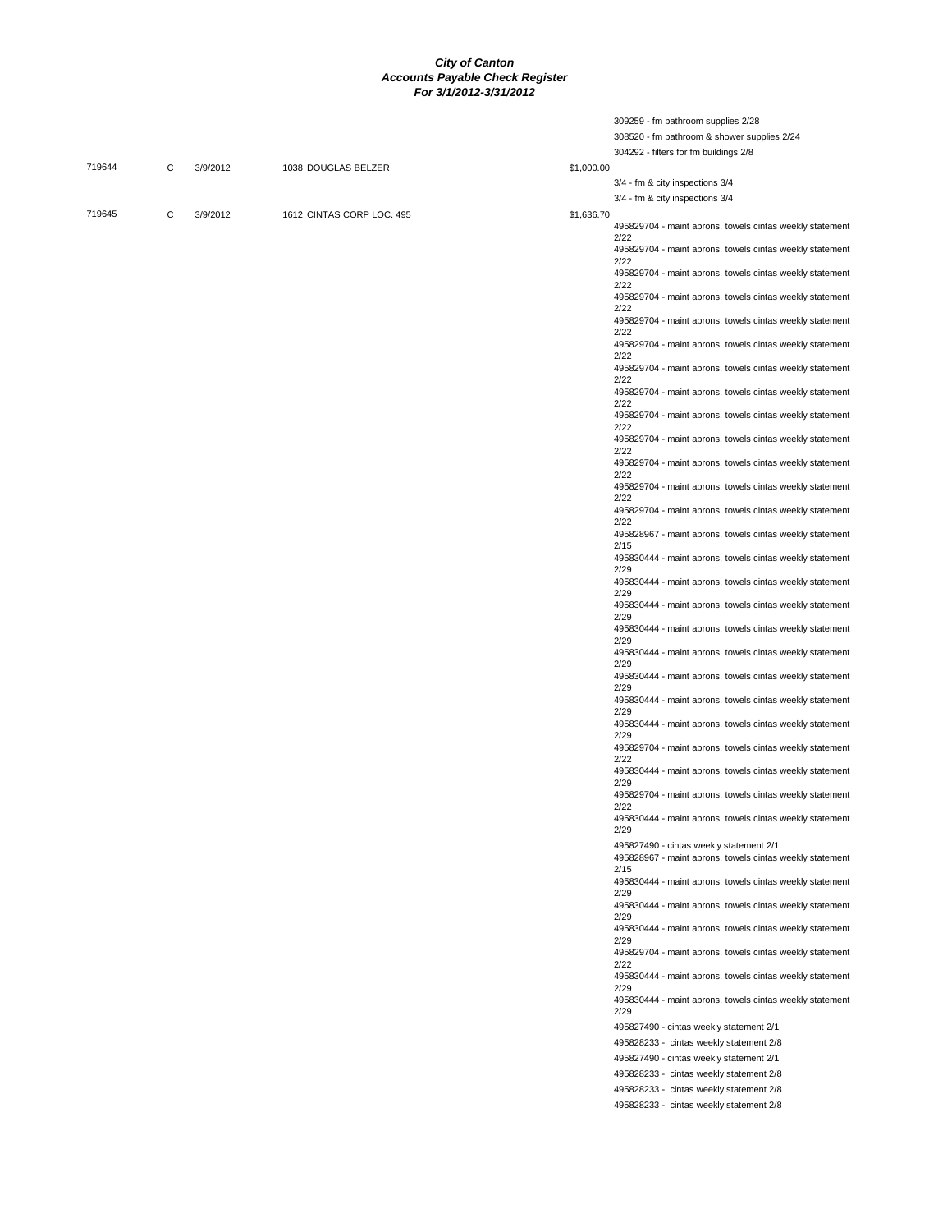# City of Canton
## Accounts Payable Check Register
### For 3/1/2012-3/31/2012

| Check # | Type | Date | Vendor | Amount | Description |
|---|---|---|---|---|---|
| | | | | | 309259 - fm bathroom supplies 2/28 |
| | | | | | 308520 - fm bathroom & shower supplies 2/24 |
| | | | | | 304292 - filters for fm buildings 2/8 |
| 719644 | C | 3/9/2012 | 1038 DOUGLAS BELZER | $1,000.00 | |
| | | | | | 3/4 - fm & city inspections 3/4 |
| | | | | | 3/4 - fm & city inspections 3/4 |
| 719645 | C | 3/9/2012 | 1612 CINTAS CORP LOC. 495 | $1,636.70 | |
| | | | | | 495829704 - maint aprons, towels cintas weekly statement 2/22 |
| | | | | | 495829704 - maint aprons, towels cintas weekly statement 2/22 |
| | | | | | 495829704 - maint aprons, towels cintas weekly statement 2/22 |
| | | | | | 495829704 - maint aprons, towels cintas weekly statement 2/22 |
| | | | | | 495829704 - maint aprons, towels cintas weekly statement 2/22 |
| | | | | | 495829704 - maint aprons, towels cintas weekly statement 2/22 |
| | | | | | 495829704 - maint aprons, towels cintas weekly statement 2/22 |
| | | | | | 495829704 - maint aprons, towels cintas weekly statement 2/22 |
| | | | | | 495829704 - maint aprons, towels cintas weekly statement 2/22 |
| | | | | | 495829704 - maint aprons, towels cintas weekly statement 2/22 |
| | | | | | 495829704 - maint aprons, towels cintas weekly statement 2/22 |
| | | | | | 495829704 - maint aprons, towels cintas weekly statement 2/22 |
| | | | | | 495829704 - maint aprons, towels cintas weekly statement 2/22 |
| | | | | | 495828967 - maint aprons, towels cintas weekly statement 2/15 |
| | | | | | 495830444 - maint aprons, towels cintas weekly statement 2/29 |
| | | | | | 495830444 - maint aprons, towels cintas weekly statement 2/29 |
| | | | | | 495830444 - maint aprons, towels cintas weekly statement 2/29 |
| | | | | | 495830444 - maint aprons, towels cintas weekly statement 2/29 |
| | | | | | 495830444 - maint aprons, towels cintas weekly statement 2/29 |
| | | | | | 495830444 - maint aprons, towels cintas weekly statement 2/29 |
| | | | | | 495830444 - maint aprons, towels cintas weekly statement 2/29 |
| | | | | | 495830444 - maint aprons, towels cintas weekly statement 2/29 |
| | | | | | 495829704 - maint aprons, towels cintas weekly statement 2/22 |
| | | | | | 495830444 - maint aprons, towels cintas weekly statement 2/29 |
| | | | | | 495829704 - maint aprons, towels cintas weekly statement 2/22 |
| | | | | | 495830444 - maint aprons, towels cintas weekly statement 2/29 |
| | | | | | 495827490 - cintas weekly statement 2/1 |
| | | | | | 495828967 - maint aprons, towels cintas weekly statement 2/15 |
| | | | | | 495830444 - maint aprons, towels cintas weekly statement 2/29 |
| | | | | | 495830444 - maint aprons, towels cintas weekly statement 2/29 |
| | | | | | 495830444 - maint aprons, towels cintas weekly statement 2/29 |
| | | | | | 495829704 - maint aprons, towels cintas weekly statement 2/22 |
| | | | | | 495830444 - maint aprons, towels cintas weekly statement 2/29 |
| | | | | | 495830444 - maint aprons, towels cintas weekly statement 2/29 |
| | | | | | 495827490 - cintas weekly statement 2/1 |
| | | | | | 495828233 - cintas weekly statement 2/8 |
| | | | | | 495827490 - cintas weekly statement 2/1 |
| | | | | | 495828233 - cintas weekly statement 2/8 |
| | | | | | 495828233 - cintas weekly statement 2/8 |
| | | | | | 495828233 - cintas weekly statement 2/8 |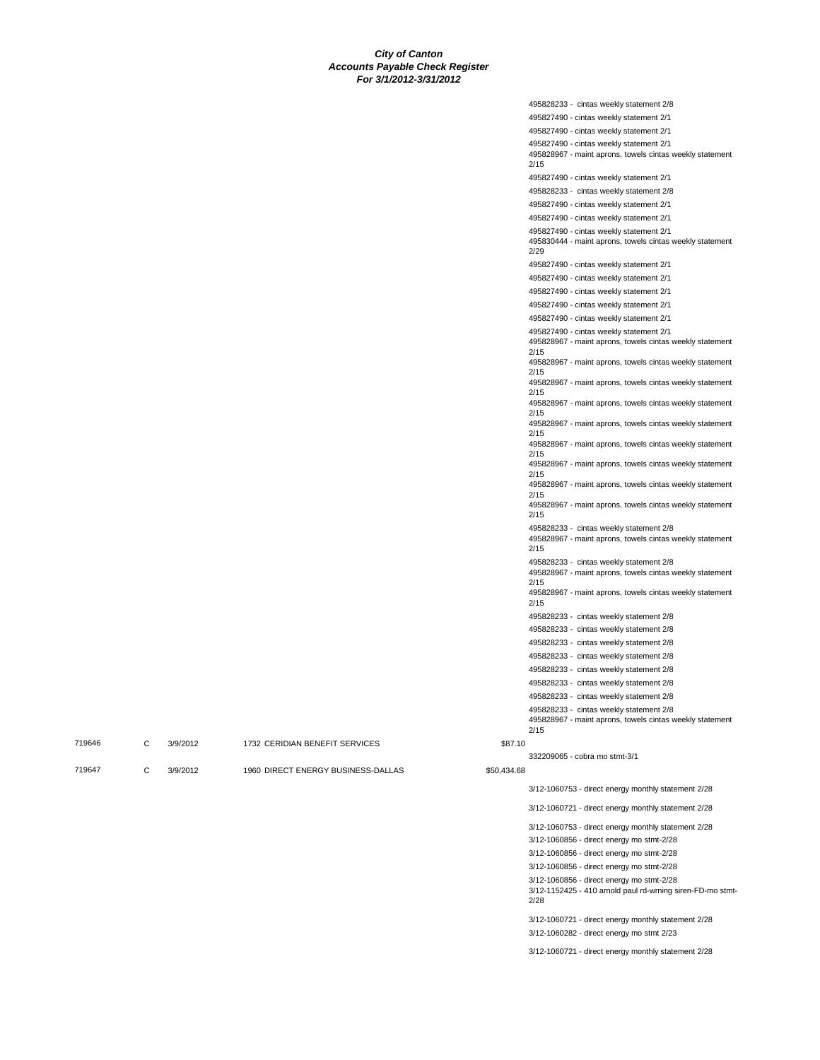***City of Canton***
***Accounts Payable Check Register***
***For 3/1/2012-3/31/2012***

| | | | | | |
|---|---|---|---|---|---|
| | | | | | 495828233 - cintas weekly statement 2/8 |
| | | | | | 495827490 - cintas weekly statement 2/1 |
| | | | | | 495827490 - cintas weekly statement 2/1 |
| | | | | | 495827490 - cintas weekly statement 2/1 |
| | | | | | 495828967 - maint aprons, towels cintas weekly statement 2/15 |
| | | | | | 495827490 - cintas weekly statement 2/1 |
| | | | | | 495828233 - cintas weekly statement 2/8 |
| | | | | | 495827490 - cintas weekly statement 2/1 |
| | | | | | 495827490 - cintas weekly statement 2/1 |
| | | | | | 495827490 - cintas weekly statement 2/1 |
| | | | | | 495830444 - maint aprons, towels cintas weekly statement 2/29 |
| | | | | | 495827490 - cintas weekly statement 2/1 |
| | | | | | 495827490 - cintas weekly statement 2/1 |
| | | | | | 495827490 - cintas weekly statement 2/1 |
| | | | | | 495827490 - cintas weekly statement 2/1 |
| | | | | | 495827490 - cintas weekly statement 2/1 |
| | | | | | 495827490 - cintas weekly statement 2/1 |
| | | | | | 495828967 - maint aprons, towels cintas weekly statement 2/15 |
| | | | | | 495828967 - maint aprons, towels cintas weekly statement 2/15 |
| | | | | | 495828967 - maint aprons, towels cintas weekly statement 2/15 |
| | | | | | 495828967 - maint aprons, towels cintas weekly statement 2/15 |
| | | | | | 495828967 - maint aprons, towels cintas weekly statement 2/15 |
| | | | | | 495828967 - maint aprons, towels cintas weekly statement 2/15 |
| | | | | | 495828967 - maint aprons, towels cintas weekly statement 2/15 |
| | | | | | 495828967 - maint aprons, towels cintas weekly statement 2/15 |
| | | | | | 495828967 - maint aprons, towels cintas weekly statement 2/15 |
| | | | | | 495828233 - cintas weekly statement 2/8 |
| | | | | | 495828967 - maint aprons, towels cintas weekly statement 2/15 |
| | | | | | 495828233 - cintas weekly statement 2/8 |
| | | | | | 495828967 - maint aprons, towels cintas weekly statement 2/15 |
| | | | | | 495828967 - maint aprons, towels cintas weekly statement 2/15 |
| | | | | | 495828233 - cintas weekly statement 2/8 |
| | | | | | 495828233 - cintas weekly statement 2/8 |
| | | | | | 495828233 - cintas weekly statement 2/8 |
| | | | | | 495828233 - cintas weekly statement 2/8 |
| | | | | | 495828233 - cintas weekly statement 2/8 |
| | | | | | 495828233 - cintas weekly statement 2/8 |
| | | | | | 495828233 - cintas weekly statement 2/8 |
| | | | | | 495828233 - cintas weekly statement 2/8 |
| | | | | | 495828967 - maint aprons, towels cintas weekly statement 2/15 |
| 719646 | C | 3/9/2012 | 1732 CERIDIAN BENEFIT SERVICES | $87.10 | |
| | | | | | 332209065 - cobra mo stmt-3/1 |
| 719647 | C | 3/9/2012 | 1960 DIRECT ENERGY BUSINESS-DALLAS | $50,434.68 | |
| | | | | | 3/12-1060753 - direct energy monthly statement 2/28 |
| | | | | | 3/12-1060721 - direct energy monthly statement 2/28 |
| | | | | | 3/12-1060753 - direct energy monthly statement 2/28 |
| | | | | | 3/12-1060856 - direct energy mo stmt-2/28 |
| | | | | | 3/12-1060856 - direct energy mo stmt-2/28 |
| | | | | | 3/12-1060856 - direct energy mo stmt-2/28 |
| | | | | | 3/12-1060856 - direct energy mo stmt-2/28 |
| | | | | | 3/12-1152425 - 410 arnold paul rd-wrning siren-FD-mo stmt-2/28 |
| | | | | | 3/12-1060721 - direct energy monthly statement 2/28 |
| | | | | | 3/12-1060282 - direct energy mo stmt 2/23 |
| | | | | | 3/12-1060721 - direct energy monthly statement 2/28 |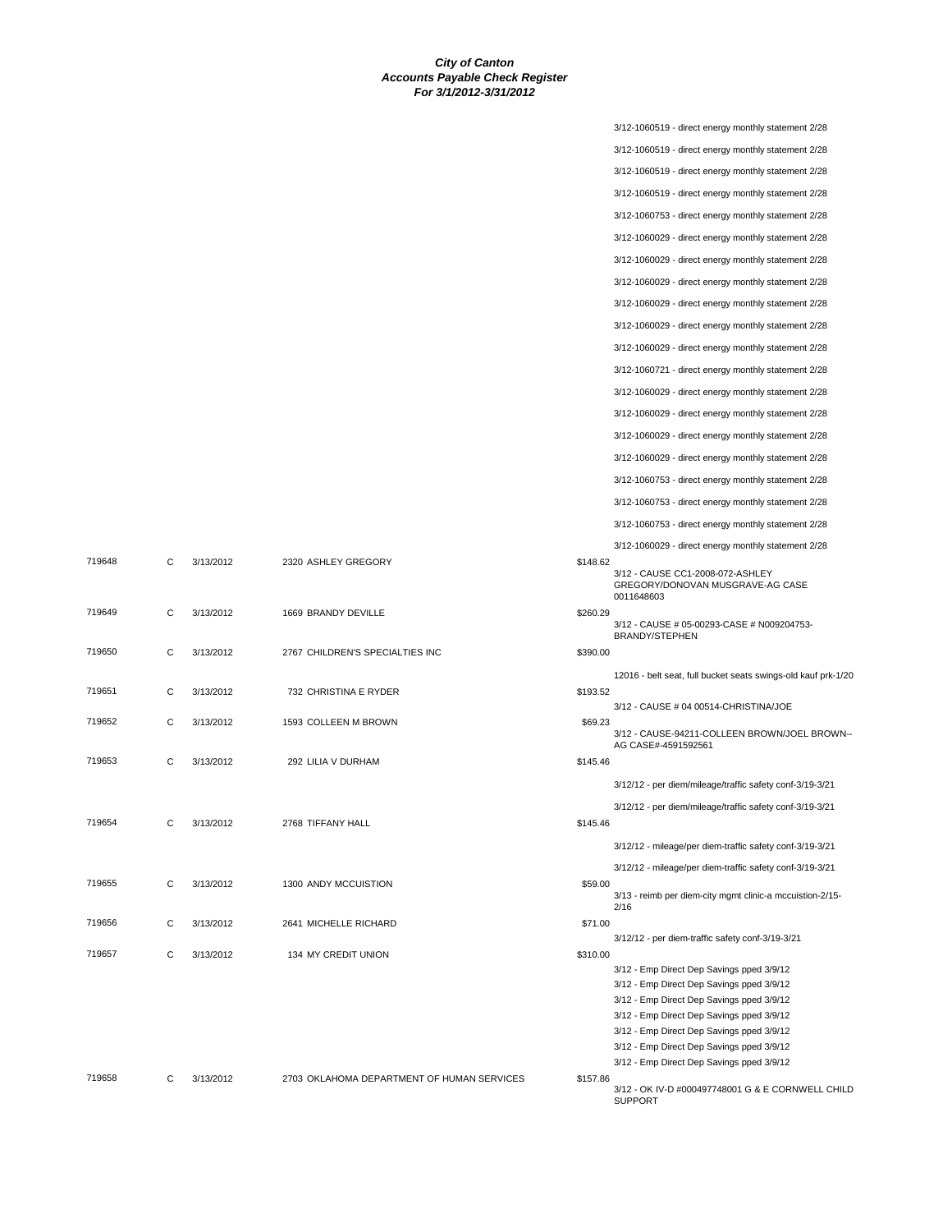**City of Canton**
**Accounts Payable Check Register**
**For 3/1/2012-3/31/2012**

| Check # | Type | Date | Vendor | Amount | Description |
|---|---|---|---|---|---|
| | | | | | 3/12-1060519 - direct energy monthly statement 2/28 |
| | | | | | 3/12-1060519 - direct energy monthly statement 2/28 |
| | | | | | 3/12-1060519 - direct energy monthly statement 2/28 |
| | | | | | 3/12-1060519 - direct energy monthly statement 2/28 |
| | | | | | 3/12-1060753 - direct energy monthly statement 2/28 |
| | | | | | 3/12-1060029 - direct energy monthly statement 2/28 |
| | | | | | 3/12-1060029 - direct energy monthly statement 2/28 |
| | | | | | 3/12-1060029 - direct energy monthly statement 2/28 |
| | | | | | 3/12-1060029 - direct energy monthly statement 2/28 |
| | | | | | 3/12-1060029 - direct energy monthly statement 2/28 |
| | | | | | 3/12-1060029 - direct energy monthly statement 2/28 |
| | | | | | 3/12-1060721 - direct energy monthly statement 2/28 |
| | | | | | 3/12-1060029 - direct energy monthly statement 2/28 |
| | | | | | 3/12-1060029 - direct energy monthly statement 2/28 |
| | | | | | 3/12-1060029 - direct energy monthly statement 2/28 |
| | | | | | 3/12-1060029 - direct energy monthly statement 2/28 |
| | | | | | 3/12-1060753 - direct energy monthly statement 2/28 |
| | | | | | 3/12-1060753 - direct energy monthly statement 2/28 |
| | | | | | 3/12-1060753 - direct energy monthly statement 2/28 |
| | | | | | 3/12-1060029 - direct energy monthly statement 2/28 |
| 719648 | C | 3/13/2012 | 2320 ASHLEY GREGORY | $148.62 | 3/12 - CAUSE CC1-2008-072-ASHLEY GREGORY/DONOVAN MUSGRAVE-AG CASE 0011648603 |
| 719649 | C | 3/13/2012 | 1669 BRANDY DEVILLE | $260.29 | 3/12 - CAUSE # 05-00293-CASE # N009204753-BRANDY/STEPHEN |
| 719650 | C | 3/13/2012 | 2767 CHILDREN'S SPECIALTIES INC | $390.00 | 12016 - belt seat, full bucket seats swings-old kauf prk-1/20 |
| 719651 | C | 3/13/2012 | 732 CHRISTINA E RYDER | $193.52 | 3/12 - CAUSE # 04 00514-CHRISTINA/JOE |
| 719652 | C | 3/13/2012 | 1593 COLLEEN M BROWN | $69.23 | 3/12 - CAUSE-94211-COLLEEN BROWN/JOEL BROWN--AG CASE#-4591592561 |
| 719653 | C | 3/13/2012 | 292 LILIA V DURHAM | $145.46 | 3/12/12 - per diem/mileage/traffic safety conf-3/19-3/21 |
| | | | | | 3/12/12 - per diem/mileage/traffic safety conf-3/19-3/21 |
| 719654 | C | 3/13/2012 | 2768 TIFFANY HALL | $145.46 | 3/12/12 - mileage/per diem-traffic safety conf-3/19-3/21 |
| | | | | | 3/12/12 - mileage/per diem-traffic safety conf-3/19-3/21 |
| 719655 | C | 3/13/2012 | 1300 ANDY MCCUISTION | $59.00 | 3/13 - reimb per diem-city mgmt clinic-a mccuistion-2/15-2/16 |
| 719656 | C | 3/13/2012 | 2641 MICHELLE RICHARD | $71.00 | 3/12/12 - per diem-traffic safety conf-3/19-3/21 |
| 719657 | C | 3/13/2012 | 134 MY CREDIT UNION | $310.00 | 3/12 - Emp Direct Dep Savings pped 3/9/12 |
| | | | | | 3/12 - Emp Direct Dep Savings pped 3/9/12 |
| | | | | | 3/12 - Emp Direct Dep Savings pped 3/9/12 |
| | | | | | 3/12 - Emp Direct Dep Savings pped 3/9/12 |
| | | | | | 3/12 - Emp Direct Dep Savings pped 3/9/12 |
| | | | | | 3/12 - Emp Direct Dep Savings pped 3/9/12 |
| | | | | | 3/12 - Emp Direct Dep Savings pped 3/9/12 |
| 719658 | C | 3/13/2012 | 2703 OKLAHOMA DEPARTMENT OF HUMAN SERVICES | $157.86 | 3/12 - OK IV-D #000497748001 G & E CORNWELL CHILD SUPPORT |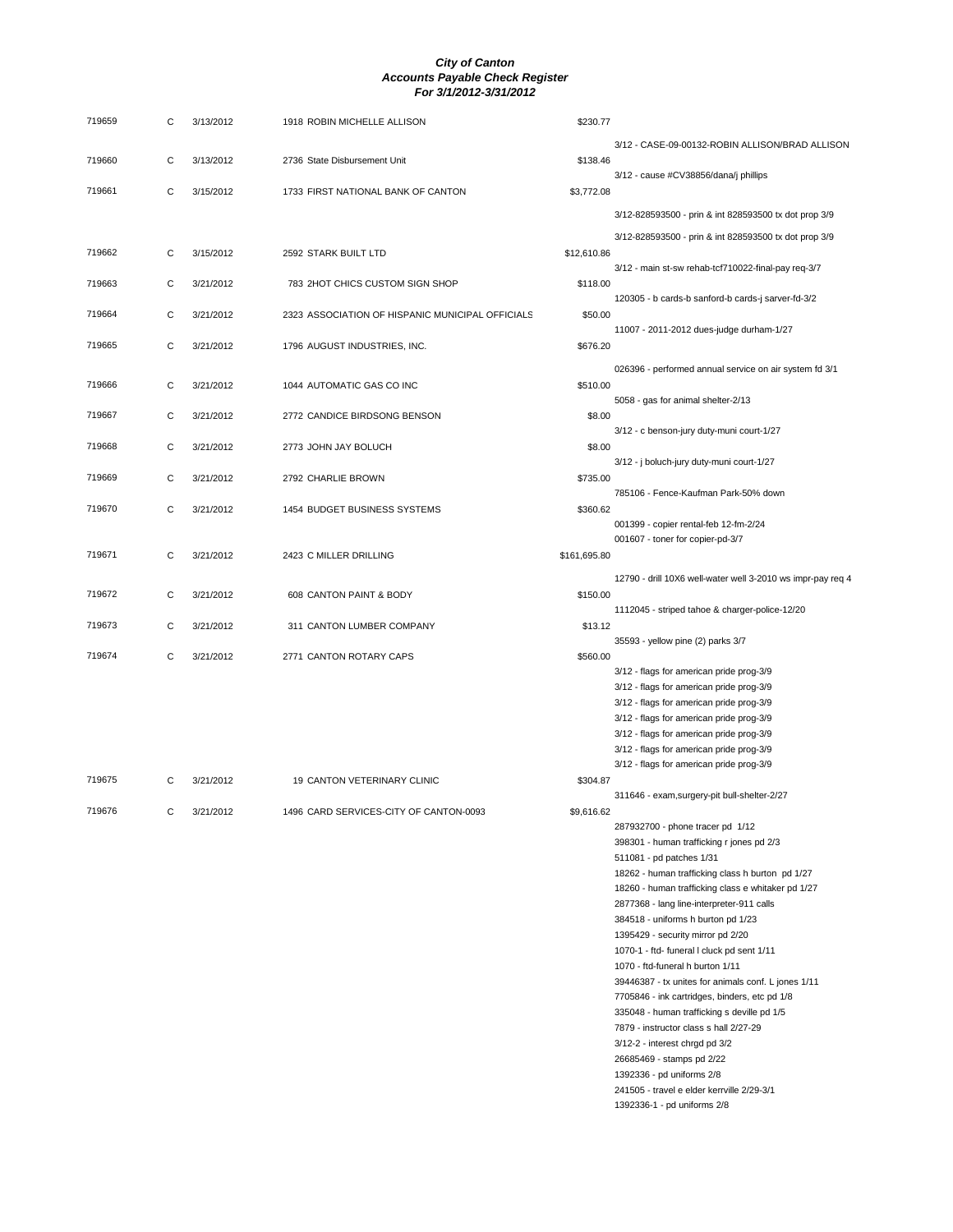# City of Canton
## Accounts Payable Check Register
### For 3/1/2012-3/31/2012

| Check # | Type | Date | Vendor | Amount | Description |
|---|---|---|---|---|---|
| 719659 | C | 3/13/2012 | 1918 ROBIN MICHELLE ALLISON | $230.77 | |
| | | | | | 3/12 - CASE-09-00132-ROBIN ALLISON/BRAD ALLISON |
| 719660 | C | 3/13/2012 | 2736 State Disbursement Unit | $138.46 | |
| | | | | | 3/12 - cause #CV38856/dana/j phillips |
| 719661 | C | 3/15/2012 | 1733 FIRST NATIONAL BANK OF CANTON | $3,772.08 | |
| | | | | | 3/12-828593500 - prin & int 828593500 tx dot prop 3/9 |
| | | | | | 3/12-828593500 - prin & int 828593500 tx dot prop 3/9 |
| 719662 | C | 3/15/2012 | 2592 STARK BUILT LTD | $12,610.86 | |
| | | | | | 3/12 - main st-sw rehab-tcf710022-final-pay req-3/7 |
| 719663 | C | 3/21/2012 | 783 2HOT CHICS CUSTOM SIGN SHOP | $118.00 | |
| | | | | | 120305 - b cards-b sanford-b cards-j sarver-fd-3/2 |
| 719664 | C | 3/21/2012 | 2323 ASSOCIATION OF HISPANIC MUNICIPAL OFFICIALS | $50.00 | |
| | | | | | 11007 - 2011-2012 dues-judge durham-1/27 |
| 719665 | C | 3/21/2012 | 1796 AUGUST INDUSTRIES, INC. | $676.20 | |
| | | | | | 026396 - performed annual service on air system fd 3/1 |
| 719666 | C | 3/21/2012 | 1044 AUTOMATIC GAS CO INC | $510.00 | |
| | | | | | 5058 - gas for animal shelter-2/13 |
| 719667 | C | 3/21/2012 | 2772 CANDICE BIRDSONG BENSON | $8.00 | |
| | | | | | 3/12 - c benson-jury duty-muni court-1/27 |
| 719668 | C | 3/21/2012 | 2773 JOHN JAY BOLUCH | $8.00 | |
| | | | | | 3/12 - j boluch-jury duty-muni court-1/27 |
| 719669 | C | 3/21/2012 | 2792 CHARLIE BROWN | $735.00 | |
| | | | | | 785106 - Fence-Kaufman Park-50% down |
| 719670 | C | 3/21/2012 | 1454 BUDGET BUSINESS SYSTEMS | $360.62 | |
| | | | | | 001399 - copier rental-feb 12-fm-2/24 |
| | | | | | 001607 - toner for copier-pd-3/7 |
| 719671 | C | 3/21/2012 | 2423 C MILLER DRILLING | $161,695.80 | |
| | | | | | 12790 - drill 10X6 well-water well 3-2010 ws impr-pay req 4 |
| 719672 | C | 3/21/2012 | 608 CANTON PAINT & BODY | $150.00 | |
| | | | | | 1112045 - striped tahoe & charger-police-12/20 |
| 719673 | C | 3/21/2012 | 311 CANTON LUMBER COMPANY | $13.12 | |
| | | | | | 35593 - yellow pine (2) parks 3/7 |
| 719674 | C | 3/21/2012 | 2771 CANTON ROTARY CAPS | $560.00 | |
| | | | | | 3/12 - flags for american pride prog-3/9 |
| | | | | | 3/12 - flags for american pride prog-3/9 |
| | | | | | 3/12 - flags for american pride prog-3/9 |
| | | | | | 3/12 - flags for american pride prog-3/9 |
| | | | | | 3/12 - flags for american pride prog-3/9 |
| | | | | | 3/12 - flags for american pride prog-3/9 |
| | | | | | 3/12 - flags for american pride prog-3/9 |
| 719675 | C | 3/21/2012 | 19 CANTON VETERINARY CLINIC | $304.87 | |
| | | | | | 311646 - exam,surgery-pit bull-shelter-2/27 |
| 719676 | C | 3/21/2012 | 1496 CARD SERVICES-CITY OF CANTON-0093 | $9,616.62 | |
| | | | | | 287932700 - phone tracer pd 1/12 |
| | | | | | 398301 - human trafficking r jones pd 2/3 |
| | | | | | 511081 - pd patches 1/31 |
| | | | | | 18262 - human trafficking class h burton pd 1/27 |
| | | | | | 18260 - human trafficking class e whitaker pd 1/27 |
| | | | | | 2877368 - lang line-interpreter-911 calls |
| | | | | | 384518 - uniforms h burton pd 1/23 |
| | | | | | 1395429 - security mirror pd 2/20 |
| | | | | | 1070-1 - ftd- funeral l cluck pd sent 1/11 |
| | | | | | 1070 - ftd-funeral h burton 1/11 |
| | | | | | 39446387 - tx unites for animals conf. L jones 1/11 |
| | | | | | 7705846 - ink cartridges, binders, etc pd 1/8 |
| | | | | | 335048 - human trafficking s deville pd 1/5 |
| | | | | | 7879 - instructor class s hall 2/27-29 |
| | | | | | 3/12-2 - interest chrgd pd 3/2 |
| | | | | | 26685469 - stamps pd 2/22 |
| | | | | | 1392336 - pd uniforms 2/8 |
| | | | | | 241505 - travel e elder kerrville 2/29-3/1 |
| | | | | | 1392336-1 - pd uniforms 2/8 |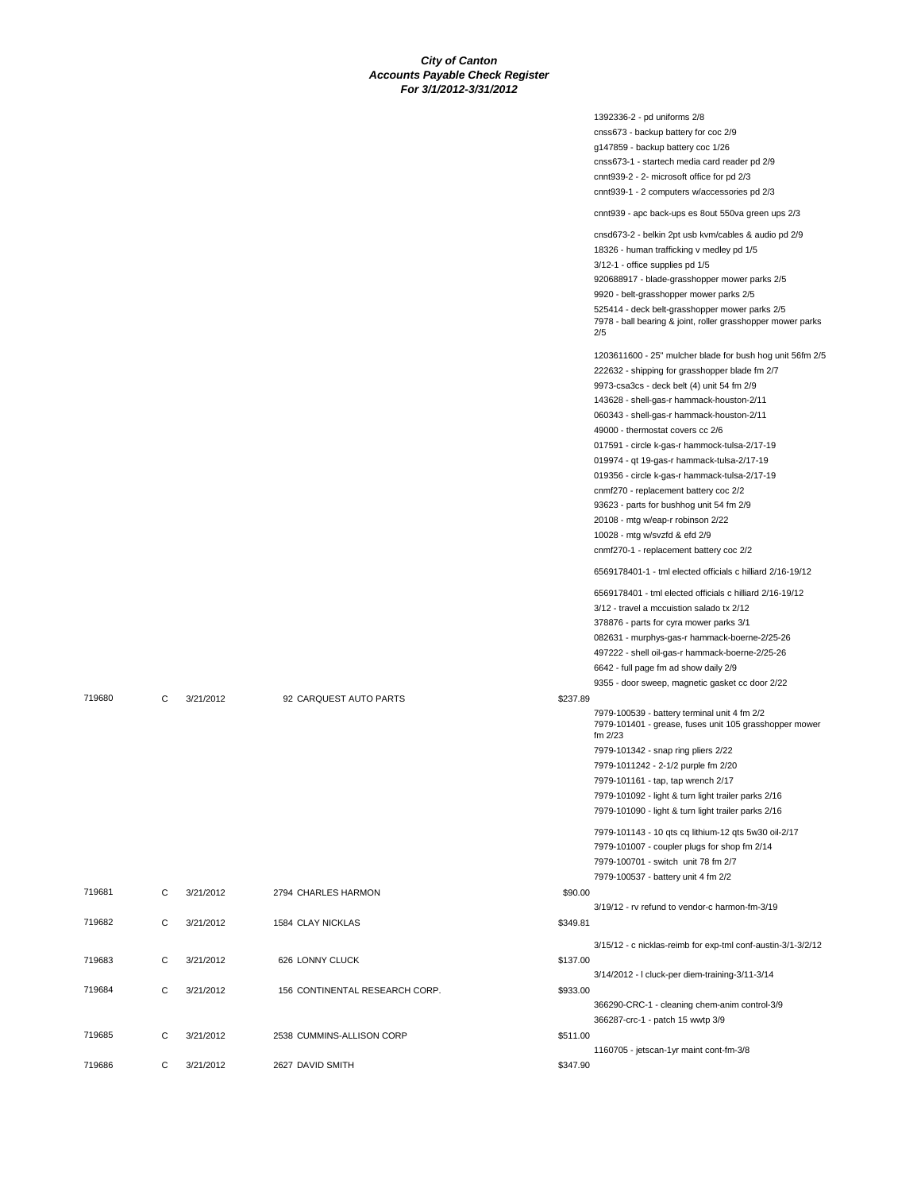**City of Canton**
**Accounts Payable Check Register**
**For 3/1/2012-3/31/2012**

| Check # | Type | Date | Vendor | Amount | Description |
|---|---|---|---|---|---|
| | | | | | 1392336-2 - pd uniforms 2/8 |
| | | | | | cnss673 - backup battery for coc 2/9 |
| | | | | | g147859 - backup battery coc 1/26 |
| | | | | | cnss673-1 - startech media card reader pd 2/9 |
| | | | | | cnnt939-2 - 2- microsoft office for pd 2/3 |
| | | | | | cnnt939-1 - 2 computers w/accessories pd 2/3 |
| | | | | | cnnt939 - apc back-ups es 8out 550va green ups 2/3 |
| | | | | | cnsd673-2 - belkin 2pt usb kvm/cables & audio pd 2/9 |
| | | | | | 18326 - human trafficking v medley pd 1/5 |
| | | | | | 3/12-1 - office supplies pd 1/5 |
| | | | | | 920688917 - blade-grasshopper mower parks 2/5 |
| | | | | | 9920 - belt-grasshopper mower parks 2/5 |
| | | | | | 525414 - deck belt-grasshopper mower parks 2/5 |
| | | | | | 7978 - ball bearing & joint, roller grasshopper mower parks 2/5 |
| | | | | | 1203611600 - 25" mulcher blade for bush hog unit 56fm 2/5 |
| | | | | | 222632 - shipping for grasshopper blade fm 2/7 |
| | | | | | 9973-csa3cs - deck belt (4) unit 54 fm 2/9 |
| | | | | | 143628 - shell-gas-r hammack-houston-2/11 |
| | | | | | 060343 - shell-gas-r hammack-houston-2/11 |
| | | | | | 49000 - thermostat covers cc 2/6 |
| | | | | | 017591 - circle k-gas-r hammock-tulsa-2/17-19 |
| | | | | | 019974 - qt 19-gas-r hammack-tulsa-2/17-19 |
| | | | | | 019356 - circle k-gas-r hammack-tulsa-2/17-19 |
| | | | | | cnmf270 - replacement battery coc 2/2 |
| | | | | | 93623 - parts for bushhog unit 54 fm 2/9 |
| | | | | | 20108 - mtg w/eap-r robinson 2/22 |
| | | | | | 10028 - mtg w/svzfd & efd 2/9 |
| | | | | | cnmf270-1 - replacement battery coc 2/2 |
| | | | | | 6569178401-1 - tml elected officials c hilliard 2/16-19/12 |
| | | | | | 6569178401 - tml elected officials c hilliard 2/16-19/12 |
| | | | | | 3/12 - travel a mccuistion salado tx 2/12 |
| | | | | | 378876 - parts for cyra mower parks 3/1 |
| | | | | | 082631 - murphys-gas-r hammack-boerne-2/25-26 |
| | | | | | 497222 - shell oil-gas-r hammack-boerne-2/25-26 |
| | | | | | 6642 - full page fm ad show daily 2/9 |
| | | | | | 9355 - door sweep, magnetic gasket cc door 2/22 |
| 719680 | C | 3/21/2012 | 92 CARQUEST AUTO PARTS | $237.89 | |
| | | | | | 7979-100539 - battery terminal unit 4 fm 2/2 |
| | | | | | 7979-101401 - grease, fuses unit 105 grasshopper mower fm 2/23 |
| | | | | | 7979-101342 - snap ring pliers 2/22 |
| | | | | | 7979-1011242 - 2-1/2 purple fm 2/20 |
| | | | | | 7979-101161 - tap, tap wrench 2/17 |
| | | | | | 7979-101092 - light & turn light trailer parks 2/16 |
| | | | | | 7979-101090 - light & turn light trailer parks 2/16 |
| | | | | | 7979-101143 - 10 qts cq lithium-12 qts 5w30 oil-2/17 |
| | | | | | 7979-101007 - coupler plugs for shop fm 2/14 |
| | | | | | 7979-100701 - switch unit 78 fm 2/7 |
| | | | | | 7979-100537 - battery unit 4 fm 2/2 |
| 719681 | C | 3/21/2012 | 2794 CHARLES HARMON | $90.00 | |
| | | | | | 3/19/12 - rv refund to vendor-c harmon-fm-3/19 |
| 719682 | C | 3/21/2012 | 1584 CLAY NICKLAS | $349.81 | |
| | | | | | 3/15/12 - c nicklas-reimb for exp-tml conf-austin-3/1-3/2/12 |
| 719683 | C | 3/21/2012 | 626 LONNY CLUCK | $137.00 | |
| | | | | | 3/14/2012 - l cluck-per diem-training-3/11-3/14 |
| 719684 | C | 3/21/2012 | 156 CONTINENTAL RESEARCH CORP. | $933.00 | |
| | | | | | 366290-CRC-1 - cleaning chem-anim control-3/9 |
| | | | | | 366287-crc-1 - patch 15 wwtp 3/9 |
| 719685 | C | 3/21/2012 | 2538 CUMMINS-ALLISON CORP | $511.00 | |
| | | | | | 1160705 - jetscan-1yr maint cont-fm-3/8 |
| 719686 | C | 3/21/2012 | 2627 DAVID SMITH | $347.90 | |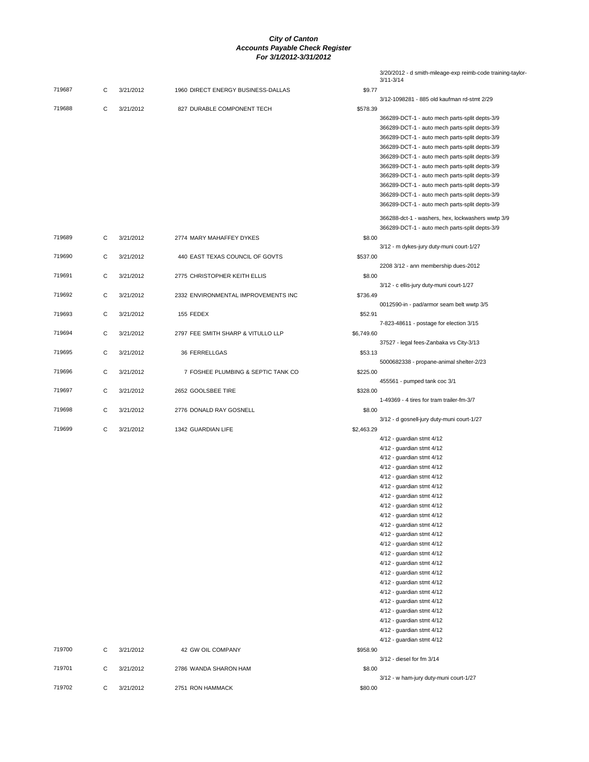**City of Canton**
**Accounts Payable Check Register**
**For 3/1/2012-3/31/2012**

| Check # | Type | Date | Vendor | Amount | Description |
|---|---|---|---|---|---|
| | | | | | 3/20/2012 - d smith-mileage-exp reimb-code training-taylor-3/11-3/14 |
| 719687 | C | 3/21/2012 | 1960 DIRECT ENERGY BUSINESS-DALLAS | $9.77 | |
| | | | | | 3/12-1098281 - 885 old kaufman rd-stmt 2/29 |
| 719688 | C | 3/21/2012 | 827 DURABLE COMPONENT TECH | $578.39 | |
| | | | | | 366289-DCT-1 - auto mech parts-split depts-3/9 |
| | | | | | 366289-DCT-1 - auto mech parts-split depts-3/9 |
| | | | | | 366289-DCT-1 - auto mech parts-split depts-3/9 |
| | | | | | 366289-DCT-1 - auto mech parts-split depts-3/9 |
| | | | | | 366289-DCT-1 - auto mech parts-split depts-3/9 |
| | | | | | 366289-DCT-1 - auto mech parts-split depts-3/9 |
| | | | | | 366289-DCT-1 - auto mech parts-split depts-3/9 |
| | | | | | 366289-DCT-1 - auto mech parts-split depts-3/9 |
| | | | | | 366289-DCT-1 - auto mech parts-split depts-3/9 |
| | | | | | 366289-DCT-1 - auto mech parts-split depts-3/9 |
| | | | | | 366288-dct-1 - washers, hex, lockwashers wwtp 3/9 |
| | | | | | 366289-DCT-1 - auto mech parts-split depts-3/9 |
| 719689 | C | 3/21/2012 | 2774 MARY MAHAFFEY DYKES | $8.00 | |
| | | | | | 3/12 - m dykes-jury duty-muni court-1/27 |
| 719690 | C | 3/21/2012 | 440 EAST TEXAS COUNCIL OF GOVTS | $537.00 | |
| | | | | | 2208 3/12 - ann membership dues-2012 |
| 719691 | C | 3/21/2012 | 2775 CHRISTOPHER KEITH ELLIS | $8.00 | |
| | | | | | 3/12 - c ellis-jury duty-muni court-1/27 |
| 719692 | C | 3/21/2012 | 2332 ENVIRONMENTAL IMPROVEMENTS INC | $736.49 | |
| | | | | | 0012590-in - pad/armor seam belt wwtp 3/5 |
| 719693 | C | 3/21/2012 | 155 FEDEX | $52.91 | |
| | | | | | 7-823-48611 - postage for election 3/15 |
| 719694 | C | 3/21/2012 | 2797 FEE SMITH SHARP & VITULLO LLP | $6,749.60 | |
| | | | | | 37527 - legal fees-Zanbaka vs City-3/13 |
| 719695 | C | 3/21/2012 | 36 FERRELLGAS | $53.13 | |
| | | | | | 5000682338 - propane-animal shelter-2/23 |
| 719696 | C | 3/21/2012 | 7 FOSHEE PLUMBING & SEPTIC TANK CO | $225.00 | |
| | | | | | 455561 - pumped tank coc 3/1 |
| 719697 | C | 3/21/2012 | 2652 GOOLSBEE TIRE | $328.00 | |
| | | | | | 1-49369 - 4 tires for tram trailer-fm-3/7 |
| 719698 | C | 3/21/2012 | 2776 DONALD RAY GOSNELL | $8.00 | |
| | | | | | 3/12 - d gosnell-jury duty-muni court-1/27 |
| 719699 | C | 3/21/2012 | 1342 GUARDIAN LIFE | $2,463.29 | |
| | | | | | 4/12 - guardian stmt 4/12 |
| | | | | | 4/12 - guardian stmt 4/12 |
| | | | | | 4/12 - guardian stmt 4/12 |
| | | | | | 4/12 - guardian stmt 4/12 |
| | | | | | 4/12 - guardian stmt 4/12 |
| | | | | | 4/12 - guardian stmt 4/12 |
| | | | | | 4/12 - guardian stmt 4/12 |
| | | | | | 4/12 - guardian stmt 4/12 |
| | | | | | 4/12 - guardian stmt 4/12 |
| | | | | | 4/12 - guardian stmt 4/12 |
| | | | | | 4/12 - guardian stmt 4/12 |
| | | | | | 4/12 - guardian stmt 4/12 |
| | | | | | 4/12 - guardian stmt 4/12 |
| | | | | | 4/12 - guardian stmt 4/12 |
| | | | | | 4/12 - guardian stmt 4/12 |
| | | | | | 4/12 - guardian stmt 4/12 |
| | | | | | 4/12 - guardian stmt 4/12 |
| | | | | | 4/12 - guardian stmt 4/12 |
| | | | | | 4/12 - guardian stmt 4/12 |
| | | | | | 4/12 - guardian stmt 4/12 |
| | | | | | 4/12 - guardian stmt 4/12 |
| | | | | | 4/12 - guardian stmt 4/12 |
| 719700 | C | 3/21/2012 | 42 GW OIL COMPANY | $958.90 | |
| | | | | | 3/12 - diesel for fm 3/14 |
| 719701 | C | 3/21/2012 | 2786 WANDA SHARON HAM | $8.00 | |
| | | | | | 3/12 - w ham-jury duty-muni court-1/27 |
| 719702 | C | 3/21/2012 | 2751 RON HAMMACK | $80.00 | |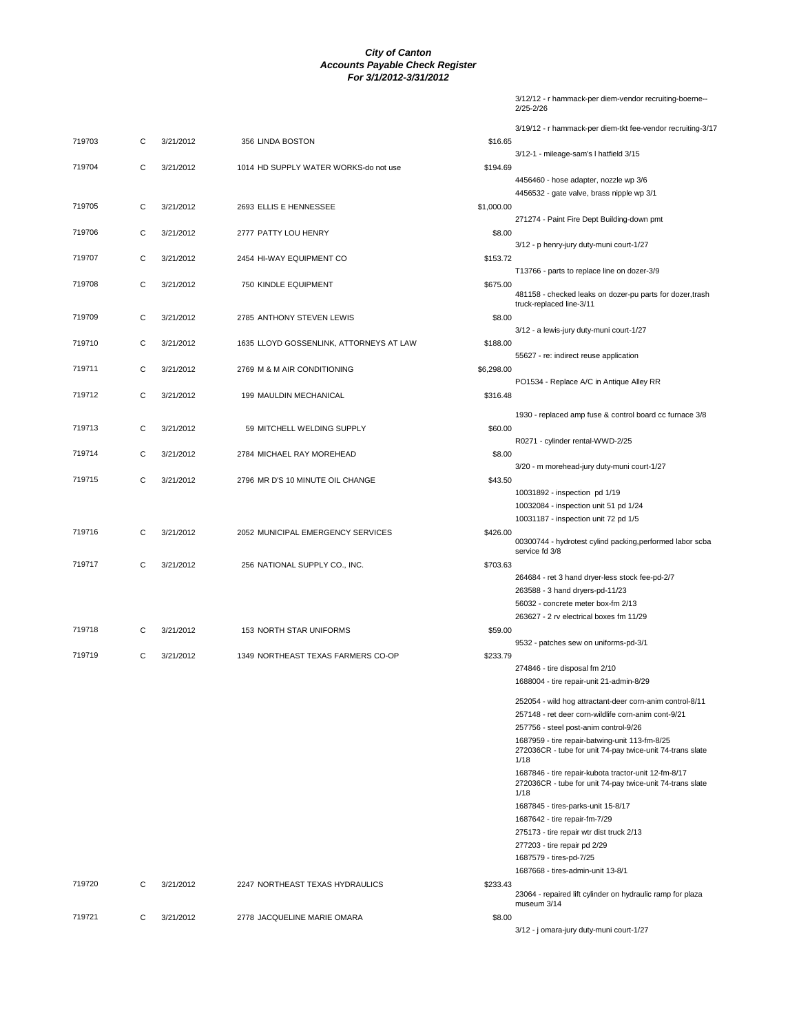**City of Canton**
**Accounts Payable Check Register**
**For 3/1/2012-3/31/2012**

| Check # | Type | Date | Vendor | Amount | Description |
|---|---|---|---|---|---|
| | | | | | 3/12/12 - r hammack-per diem-vendor recruiting-boerne--2/25-2/26 |
| | | | | | 3/19/12 - r hammack-per diem-tkt fee-vendor recruiting-3/17 |
| 719703 | C | 3/21/2012 | 356 LINDA BOSTON | $16.65 | |
| | | | | | 3/12-1 - mileage-sam's l hatfield 3/15 |
| 719704 | C | 3/21/2012 | 1014 HD SUPPLY WATER WORKS-do not use | $194.69 | |
| | | | | | 4456460 - hose adapter, nozzle wp 3/6 |
| | | | | | 4456532 - gate valve, brass nipple wp 3/1 |
| 719705 | C | 3/21/2012 | 2693 ELLIS E HENNESSEE | $1,000.00 | |
| | | | | | 271274 - Paint Fire Dept Building-down pmt |
| 719706 | C | 3/21/2012 | 2777 PATTY LOU HENRY | $8.00 | |
| | | | | | 3/12 - p henry-jury duty-muni court-1/27 |
| 719707 | C | 3/21/2012 | 2454 HI-WAY EQUIPMENT CO | $153.72 | |
| | | | | | T13766 - parts to replace line on dozer-3/9 |
| 719708 | C | 3/21/2012 | 750 KINDLE EQUIPMENT | $675.00 | |
| | | | | | 481158 - checked leaks on dozer-pu parts for dozer,trash truck-replaced line-3/11 |
| 719709 | C | 3/21/2012 | 2785 ANTHONY STEVEN LEWIS | $8.00 | |
| | | | | | 3/12 - a lewis-jury duty-muni court-1/27 |
| 719710 | C | 3/21/2012 | 1635 LLOYD GOSSENLINK, ATTORNEYS AT LAW | $188.00 | |
| | | | | | 55627 - re: indirect reuse application |
| 719711 | C | 3/21/2012 | 2769 M & M AIR CONDITIONING | $6,298.00 | |
| | | | | | PO1534 - Replace A/C in Antique Alley RR |
| 719712 | C | 3/21/2012 | 199 MAULDIN MECHANICAL | $316.48 | |
| | | | | | 1930 - replaced amp fuse & control board cc furnace 3/8 |
| 719713 | C | 3/21/2012 | 59 MITCHELL WELDING SUPPLY | $60.00 | |
| | | | | | R0271 - cylinder rental-WWD-2/25 |
| 719714 | C | 3/21/2012 | 2784 MICHAEL RAY MOREHEAD | $8.00 | |
| | | | | | 3/20 - m morehead-jury duty-muni court-1/27 |
| 719715 | C | 3/21/2012 | 2796 MR D'S 10 MINUTE OIL CHANGE | $43.50 | |
| | | | | | 10031892 - inspection pd 1/19 |
| | | | | | 10032084 - inspection unit 51 pd 1/24 |
| | | | | | 10031187 - inspection unit 72 pd 1/5 |
| 719716 | C | 3/21/2012 | 2052 MUNICIPAL EMERGENCY SERVICES | $426.00 | |
| | | | | | 00300744 - hydrotest cylind packing,performed labor scba service fd 3/8 |
| 719717 | C | 3/21/2012 | 256 NATIONAL SUPPLY CO., INC. | $703.63 | |
| | | | | | 264684 - ret 3 hand dryer-less stock fee-pd-2/7 |
| | | | | | 263588 - 3 hand dryers-pd-11/23 |
| | | | | | 56032 - concrete meter box-fm 2/13 |
| | | | | | 263627 - 2 rv electrical boxes fm 11/29 |
| 719718 | C | 3/21/2012 | 153 NORTH STAR UNIFORMS | $59.00 | |
| | | | | | 9532 - patches sew on uniforms-pd-3/1 |
| 719719 | C | 3/21/2012 | 1349 NORTHEAST TEXAS FARMERS CO-OP | $233.79 | |
| | | | | | 274846 - tire disposal fm 2/10 |
| | | | | | 1688004 - tire repair-unit 21-admin-8/29 |
| | | | | | 252054 - wild hog attractant-deer corn-anim control-8/11 |
| | | | | | 257148 - ret deer corn-wildlife corn-anim cont-9/21 |
| | | | | | 257756 - steel post-anim control-9/26 |
| | | | | | 1687959 - tire repair-batwing-unit 113-fm-8/25 |
| | | | | | 272036CR - tube for unit 74-pay twice-unit 74-trans slate 1/18 |
| | | | | | 1687846 - tire repair-kubota tractor-unit 12-fm-8/17 |
| | | | | | 272036CR - tube for unit 74-pay twice-unit 74-trans slate 1/18 |
| | | | | | 1687845 - tires-parks-unit 15-8/17 |
| | | | | | 1687642 - tire repair-fm-7/29 |
| | | | | | 275173 - tire repair wtr dist truck 2/13 |
| | | | | | 277203 - tire repair pd 2/29 |
| | | | | | 1687579 - tires-pd-7/25 |
| | | | | | 1687668 - tires-admin-unit 13-8/1 |
| 719720 | C | 3/21/2012 | 2247 NORTHEAST TEXAS HYDRAULICS | $233.43 | |
| | | | | | 23064 - repaired lift cylinder on hydraulic ramp for plaza museum 3/14 |
| 719721 | C | 3/21/2012 | 2778 JACQUELINE MARIE OMARA | $8.00 | |
| | | | | | 3/12 - j omara-jury duty-muni court-1/27 |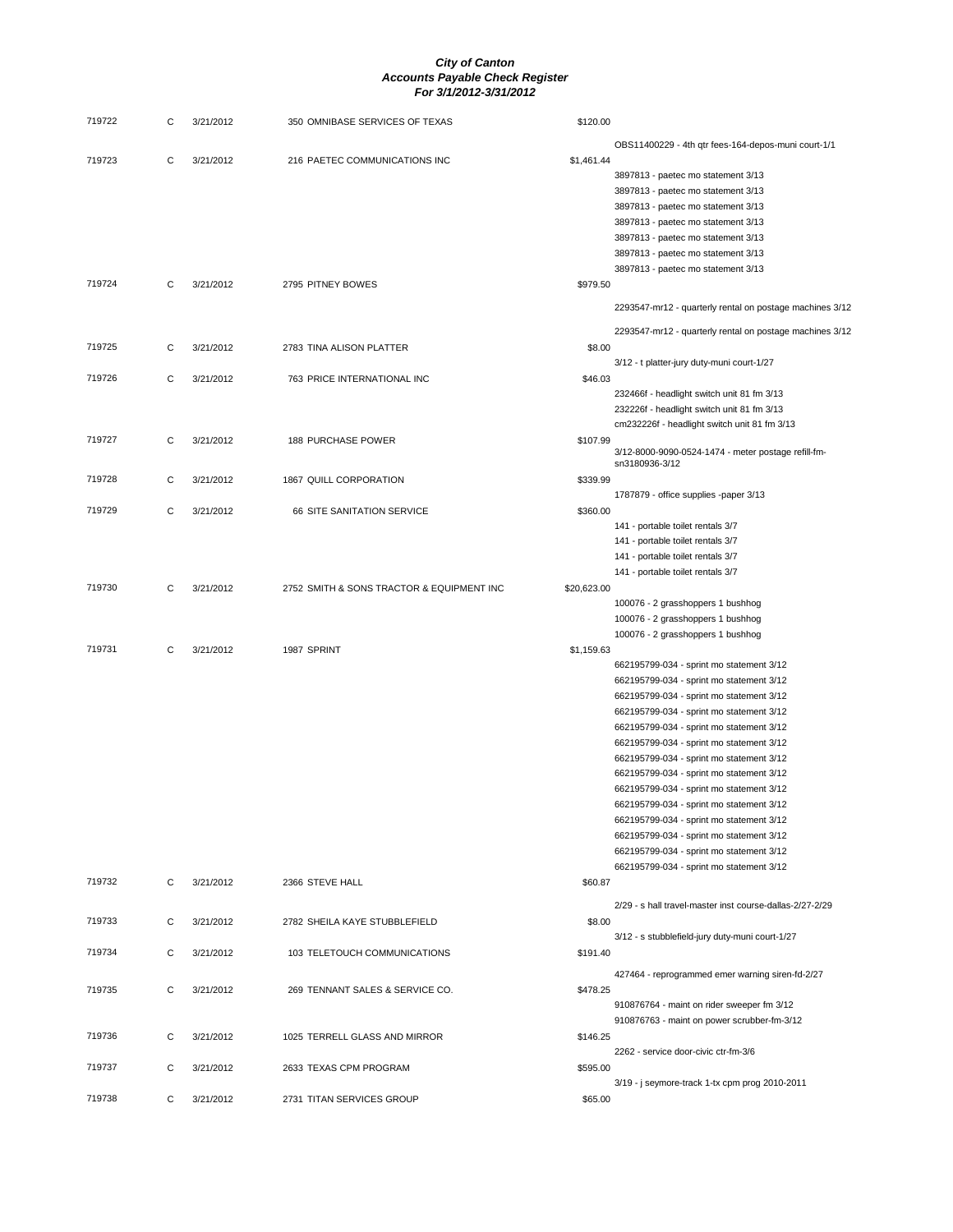***City of Canton***
***Accounts Payable Check Register***
***For 3/1/2012-3/31/2012***

| Check # | Type | Date | Vendor | Amount | Description |
|---|---|---|---|---|---|
| 719722 | C | 3/21/2012 | 350 OMNIBASE SERVICES OF TEXAS | $120.00 | |
| | | | | | OBS11400229 - 4th qtr fees-164-depos-muni court-1/1 |
| 719723 | C | 3/21/2012 | 216 PAETEC COMMUNICATIONS INC | $1,461.44 | |
| | | | | | 3897813 - paetec mo statement 3/13 |
| | | | | | 3897813 - paetec mo statement 3/13 |
| | | | | | 3897813 - paetec mo statement 3/13 |
| | | | | | 3897813 - paetec mo statement 3/13 |
| | | | | | 3897813 - paetec mo statement 3/13 |
| | | | | | 3897813 - paetec mo statement 3/13 |
| | | | | | 3897813 - paetec mo statement 3/13 |
| 719724 | C | 3/21/2012 | 2795 PITNEY BOWES | $979.50 | |
| | | | | | 2293547-mr12 - quarterly rental on postage machines 3/12 |
| | | | | | 2293547-mr12 - quarterly rental on postage machines 3/12 |
| 719725 | C | 3/21/2012 | 2783 TINA ALISON PLATTER | $8.00 | |
| | | | | | 3/12 - t platter-jury duty-muni court-1/27 |
| 719726 | C | 3/21/2012 | 763 PRICE INTERNATIONAL INC | $46.03 | |
| | | | | | 232466f - headlight switch unit 81 fm 3/13 |
| | | | | | 232226f - headlight switch unit 81 fm 3/13 |
| | | | | | cm232226f - headlight switch unit 81 fm 3/13 |
| 719727 | C | 3/21/2012 | 188 PURCHASE POWER | $107.99 | |
| | | | | | 3/12-8000-9090-0524-1474 - meter postage refill-fm-sn3180936-3/12 |
| 719728 | C | 3/21/2012 | 1867 QUILL CORPORATION | $339.99 | |
| | | | | | 1787879 - office supplies -paper 3/13 |
| 719729 | C | 3/21/2012 | 66 SITE SANITATION SERVICE | $360.00 | |
| | | | | | 141 - portable toilet rentals 3/7 |
| | | | | | 141 - portable toilet rentals 3/7 |
| | | | | | 141 - portable toilet rentals 3/7 |
| | | | | | 141 - portable toilet rentals 3/7 |
| 719730 | C | 3/21/2012 | 2752 SMITH & SONS TRACTOR & EQUIPMENT INC | $20,623.00 | |
| | | | | | 100076 - 2 grasshoppers 1 bushhog |
| | | | | | 100076 - 2 grasshoppers 1 bushhog |
| | | | | | 100076 - 2 grasshoppers 1 bushhog |
| 719731 | C | 3/21/2012 | 1987 SPRINT | $1,159.63 | |
| | | | | | 662195799-034 - sprint mo statement 3/12 |
| | | | | | 662195799-034 - sprint mo statement 3/12 |
| | | | | | 662195799-034 - sprint mo statement 3/12 |
| | | | | | 662195799-034 - sprint mo statement 3/12 |
| | | | | | 662195799-034 - sprint mo statement 3/12 |
| | | | | | 662195799-034 - sprint mo statement 3/12 |
| | | | | | 662195799-034 - sprint mo statement 3/12 |
| | | | | | 662195799-034 - sprint mo statement 3/12 |
| | | | | | 662195799-034 - sprint mo statement 3/12 |
| | | | | | 662195799-034 - sprint mo statement 3/12 |
| | | | | | 662195799-034 - sprint mo statement 3/12 |
| | | | | | 662195799-034 - sprint mo statement 3/12 |
| | | | | | 662195799-034 - sprint mo statement 3/12 |
| | | | | | 662195799-034 - sprint mo statement 3/12 |
| 719732 | C | 3/21/2012 | 2366 STEVE HALL | $60.87 | |
| | | | | | 2/29 - s hall travel-master inst course-dallas-2/27-2/29 |
| 719733 | C | 3/21/2012 | 2782 SHEILA KAYE STUBBLEFIELD | $8.00 | |
| | | | | | 3/12 - s stubblefield-jury duty-muni court-1/27 |
| 719734 | C | 3/21/2012 | 103 TELETOUCH COMMUNICATIONS | $191.40 | |
| | | | | | 427464 - reprogrammed emer warning siren-fd-2/27 |
| 719735 | C | 3/21/2012 | 269 TENNANT SALES & SERVICE CO. | $478.25 | |
| | | | | | 910876764 - maint on rider sweeper fm 3/12 |
| | | | | | 910876763 - maint on power scrubber-fm-3/12 |
| 719736 | C | 3/21/2012 | 1025 TERRELL GLASS AND MIRROR | $146.25 | |
| | | | | | 2262 - service door-civic ctr-fm-3/6 |
| 719737 | C | 3/21/2012 | 2633 TEXAS CPM PROGRAM | $595.00 | |
| | | | | | 3/19 - j seymore-track 1-tx cpm prog 2010-2011 |
| 719738 | C | 3/21/2012 | 2731 TITAN SERVICES GROUP | $65.00 | |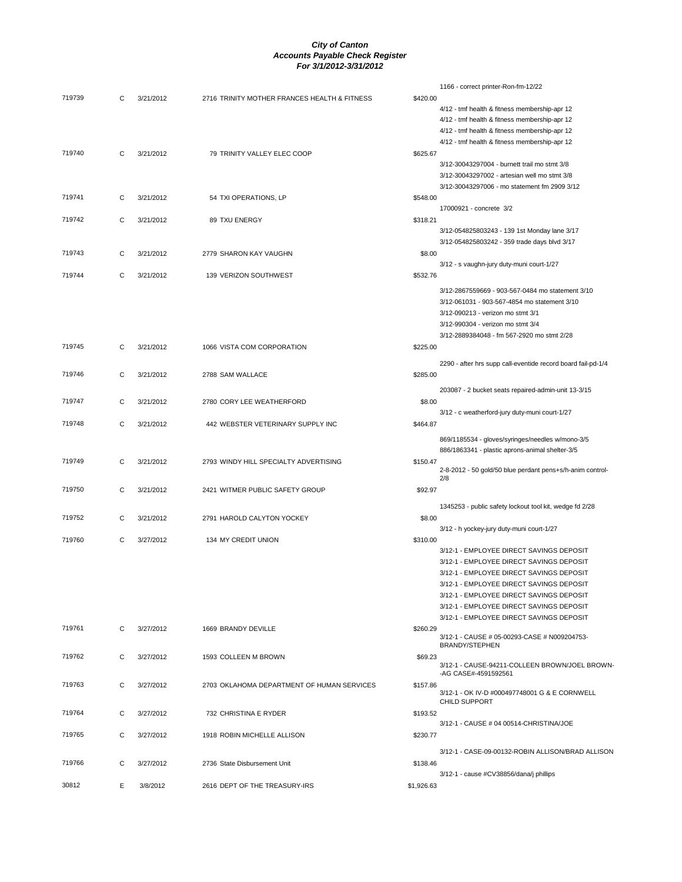# City of Canton
## Accounts Payable Check Register
### For 3/1/2012-3/31/2012

| Check # | Type | Date | Vendor | Amount | Description |
|---|---|---|---|---|---|
| | | | | | 1166 - correct printer-Ron-fm-12/22 |
| 719739 | C | 3/21/2012 | 2716 TRINITY MOTHER FRANCES HEALTH & FITNESS | $420.00 | |
| | | | | | 4/12 - tmf health & fitness membership-apr 12 |
| | | | | | 4/12 - tmf health & fitness membership-apr 12 |
| | | | | | 4/12 - tmf health & fitness membership-apr 12 |
| | | | | | 4/12 - tmf health & fitness membership-apr 12 |
| 719740 | C | 3/21/2012 | 79 TRINITY VALLEY ELEC COOP | $625.67 | |
| | | | | | 3/12-30043297004 - burnett trail mo stmt 3/8 |
| | | | | | 3/12-30043297002 - artesian well mo stmt 3/8 |
| | | | | | 3/12-30043297006 - mo statement fm 2909 3/12 |
| 719741 | C | 3/21/2012 | 54 TXI OPERATIONS, LP | $548.00 | |
| | | | | | 17000921 - concrete 3/2 |
| 719742 | C | 3/21/2012 | 89 TXU ENERGY | $318.21 | |
| | | | | | 3/12-054825803243 - 139 1st Monday lane 3/17 |
| | | | | | 3/12-054825803242 - 359 trade days blvd 3/17 |
| 719743 | C | 3/21/2012 | 2779 SHARON KAY VAUGHN | $8.00 | |
| | | | | | 3/12 - s vaughn-jury duty-muni court-1/27 |
| 719744 | C | 3/21/2012 | 139 VERIZON SOUTHWEST | $532.76 | |
| | | | | | 3/12-2867559669 - 903-567-0484 mo statement 3/10 |
| | | | | | 3/12-061031 - 903-567-4854 mo statement 3/10 |
| | | | | | 3/12-090213 - verizon mo stmt 3/1 |
| | | | | | 3/12-990304 - verizon mo stmt 3/4 |
| | | | | | 3/12-2889384048 - fm 567-2920 mo stmt 2/28 |
| 719745 | C | 3/21/2012 | 1066 VISTA COM CORPORATION | $225.00 | |
| | | | | | 2290 - after hrs supp call-eventide record board fail-pd-1/4 |
| 719746 | C | 3/21/2012 | 2788 SAM WALLACE | $285.00 | |
| | | | | | 203087 - 2 bucket seats repaired-admin-unit 13-3/15 |
| 719747 | C | 3/21/2012 | 2780 CORY LEE WEATHERFORD | $8.00 | |
| | | | | | 3/12 - c weatherford-jury duty-muni court-1/27 |
| 719748 | C | 3/21/2012 | 442 WEBSTER VETERINARY SUPPLY INC | $464.87 | |
| | | | | | 869/1185534 - gloves/syringes/needles w/mono-3/5 |
| | | | | | 886/1863341 - plastic aprons-animal shelter-3/5 |
| 719749 | C | 3/21/2012 | 2793 WINDY HILL SPECIALTY ADVERTISING | $150.47 | |
| | | | | | 2-8-2012 - 50 gold/50 blue perdant pens+s/h-anim control-2/8 |
| 719750 | C | 3/21/2012 | 2421 WITMER PUBLIC SAFETY GROUP | $92.97 | |
| | | | | | 1345253 - public safety lockout tool kit, wedge fd 2/28 |
| 719752 | C | 3/21/2012 | 2791 HAROLD CALYTON YOCKEY | $8.00 | |
| | | | | | 3/12 - h yockey-jury duty-muni court-1/27 |
| 719760 | C | 3/27/2012 | 134 MY CREDIT UNION | $310.00 | |
| | | | | | 3/12-1 - EMPLOYEE DIRECT SAVINGS DEPOSIT |
| | | | | | 3/12-1 - EMPLOYEE DIRECT SAVINGS DEPOSIT |
| | | | | | 3/12-1 - EMPLOYEE DIRECT SAVINGS DEPOSIT |
| | | | | | 3/12-1 - EMPLOYEE DIRECT SAVINGS DEPOSIT |
| | | | | | 3/12-1 - EMPLOYEE DIRECT SAVINGS DEPOSIT |
| | | | | | 3/12-1 - EMPLOYEE DIRECT SAVINGS DEPOSIT |
| | | | | | 3/12-1 - EMPLOYEE DIRECT SAVINGS DEPOSIT |
| 719761 | C | 3/27/2012 | 1669 BRANDY DEVILLE | $260.29 | |
| | | | | | 3/12-1 - CAUSE # 05-00293-CASE # N009204753-BRANDY/STEPHEN |
| 719762 | C | 3/27/2012 | 1593 COLLEEN M BROWN | $69.23 | |
| | | | | | 3/12-1 - CAUSE-94211-COLLEEN BROWN/JOEL BROWN--AG CASE#-4591592561 |
| 719763 | C | 3/27/2012 | 2703 OKLAHOMA DEPARTMENT OF HUMAN SERVICES | $157.86 | |
| | | | | | 3/12-1 - OK IV-D #000497748001 G & E CORNWELL CHILD SUPPORT |
| 719764 | C | 3/27/2012 | 732 CHRISTINA E RYDER | $193.52 | |
| | | | | | 3/12-1 - CAUSE # 04 00514-CHRISTINA/JOE |
| 719765 | C | 3/27/2012 | 1918 ROBIN MICHELLE ALLISON | $230.77 | |
| | | | | | 3/12-1 - CASE-09-00132-ROBIN ALLISON/BRAD ALLISON |
| 719766 | C | 3/27/2012 | 2736 State Disbursement Unit | $138.46 | |
| | | | | | 3/12-1 - cause #CV38856/dana/j phillips |
| 30812 | E | 3/8/2012 | 2616 DEPT OF THE TREASURY-IRS | $1,926.63 | |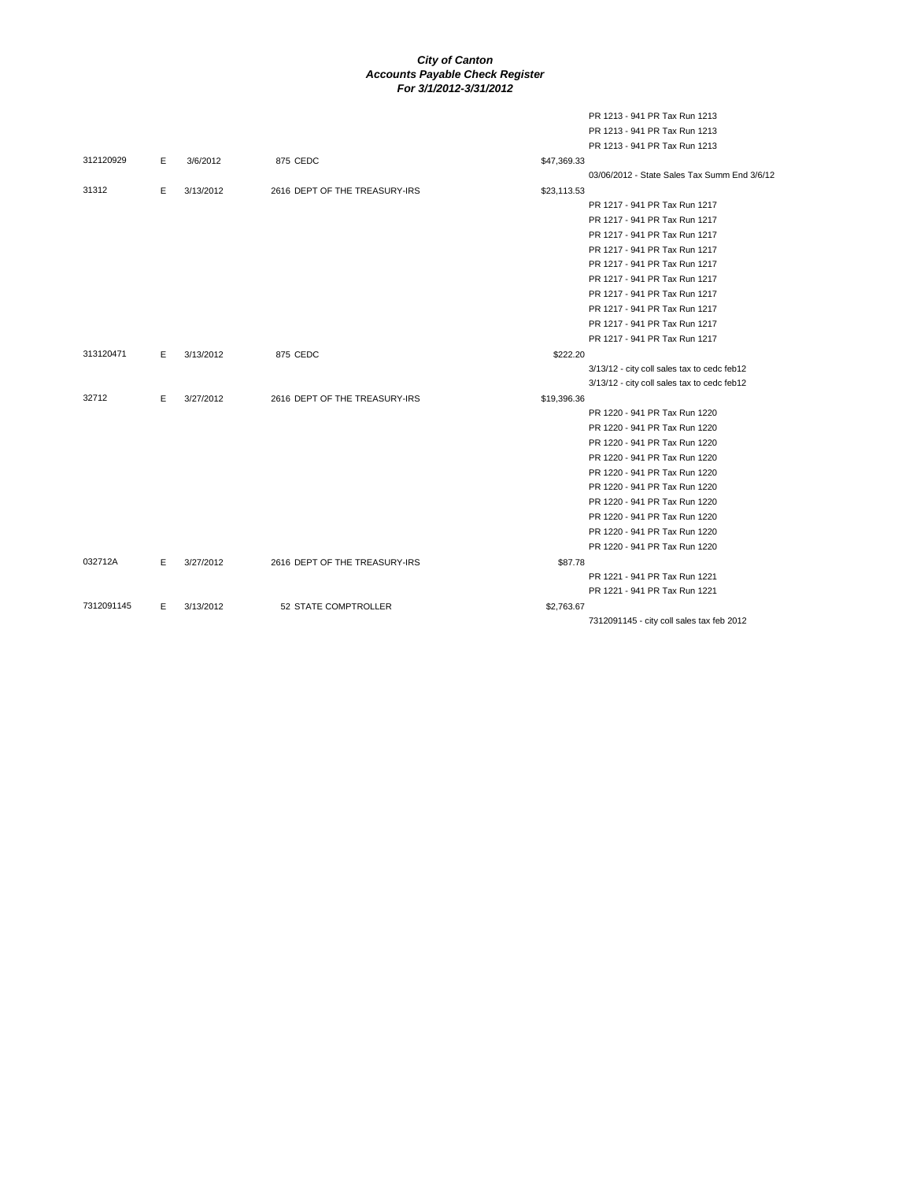**City of Canton**
**Accounts Payable Check Register**
**For 3/1/2012-3/31/2012**

| | | | | | |
|---|---|---|---|---|---|
| | | | | | PR 1213 - 941 PR Tax Run 1213 |
| | | | | | PR 1213 - 941 PR Tax Run 1213 |
| | | | | | PR 1213 - 941 PR Tax Run 1213 |
| 312120929 | E | 3/6/2012 | 875 CEDC | $47,369.33 | |
| | | | | | 03/06/2012 - State Sales Tax Summ End 3/6/12 |
| 31312 | E | 3/13/2012 | 2616 DEPT OF THE TREASURY-IRS | $23,113.53 | |
| | | | | | PR 1217 - 941 PR Tax Run 1217 |
| | | | | | PR 1217 - 941 PR Tax Run 1217 |
| | | | | | PR 1217 - 941 PR Tax Run 1217 |
| | | | | | PR 1217 - 941 PR Tax Run 1217 |
| | | | | | PR 1217 - 941 PR Tax Run 1217 |
| | | | | | PR 1217 - 941 PR Tax Run 1217 |
| | | | | | PR 1217 - 941 PR Tax Run 1217 |
| | | | | | PR 1217 - 941 PR Tax Run 1217 |
| | | | | | PR 1217 - 941 PR Tax Run 1217 |
| | | | | | PR 1217 - 941 PR Tax Run 1217 |
| 313120471 | E | 3/13/2012 | 875 CEDC | $222.20 | |
| | | | | | 3/13/12 - city coll sales tax to cedc feb12 |
| | | | | | 3/13/12 - city coll sales tax to cedc feb12 |
| 32712 | E | 3/27/2012 | 2616 DEPT OF THE TREASURY-IRS | $19,396.36 | |
| | | | | | PR 1220 - 941 PR Tax Run 1220 |
| | | | | | PR 1220 - 941 PR Tax Run 1220 |
| | | | | | PR 1220 - 941 PR Tax Run 1220 |
| | | | | | PR 1220 - 941 PR Tax Run 1220 |
| | | | | | PR 1220 - 941 PR Tax Run 1220 |
| | | | | | PR 1220 - 941 PR Tax Run 1220 |
| | | | | | PR 1220 - 941 PR Tax Run 1220 |
| | | | | | PR 1220 - 941 PR Tax Run 1220 |
| | | | | | PR 1220 - 941 PR Tax Run 1220 |
| | | | | | PR 1220 - 941 PR Tax Run 1220 |
| 032712A | E | 3/27/2012 | 2616 DEPT OF THE TREASURY-IRS | $87.78 | |
| | | | | | PR 1221 - 941 PR Tax Run 1221 |
| | | | | | PR 1221 - 941 PR Tax Run 1221 |
| 7312091145 | E | 3/13/2012 | 52 STATE COMPTROLLER | $2,763.67 | |
| | | | | | 7312091145 - city coll sales tax feb 2012 |